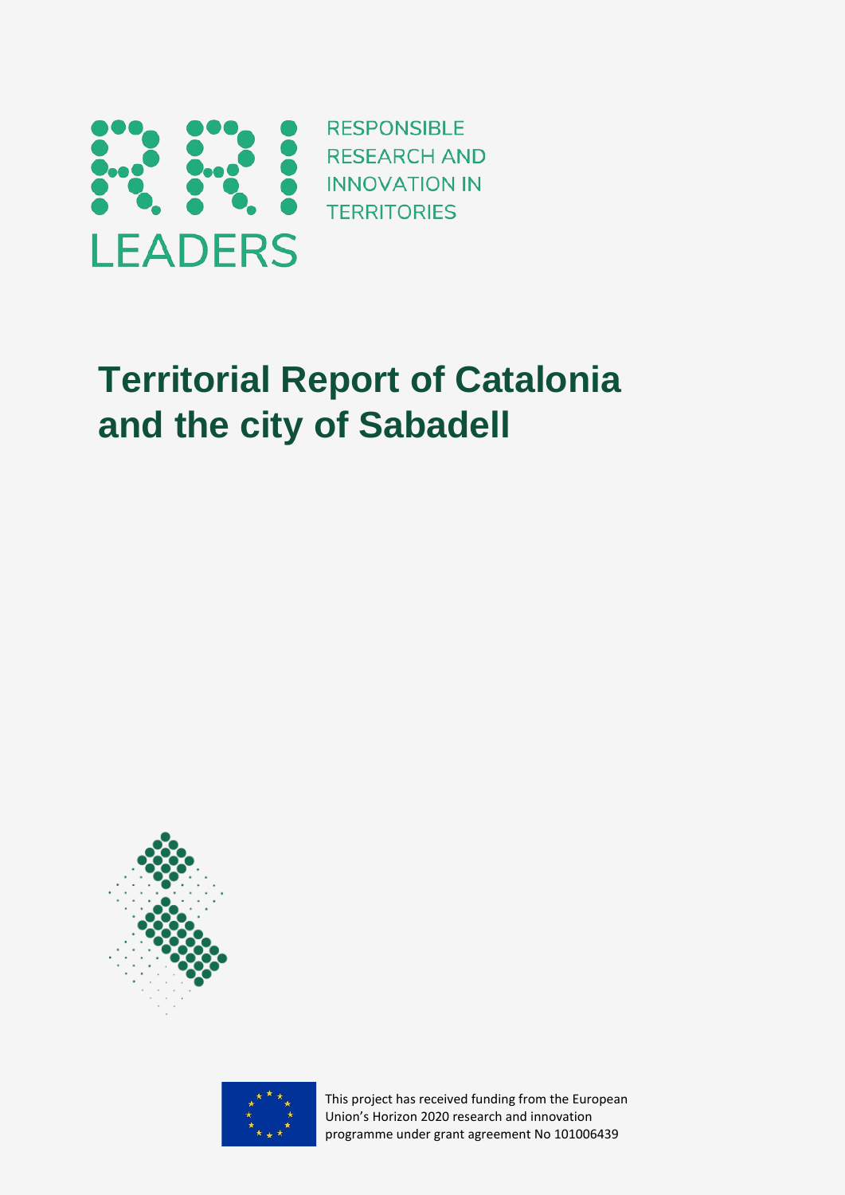RRI LEADERS

RESPONSIBLE RESEARCH AND INNOVATION IN TERRITORIES

# Territorial Report of Catalonia and the city of Sabadell

This project has received funding from the European Union's Horizon 2020 research and innovation programme under grant agreement No 101006439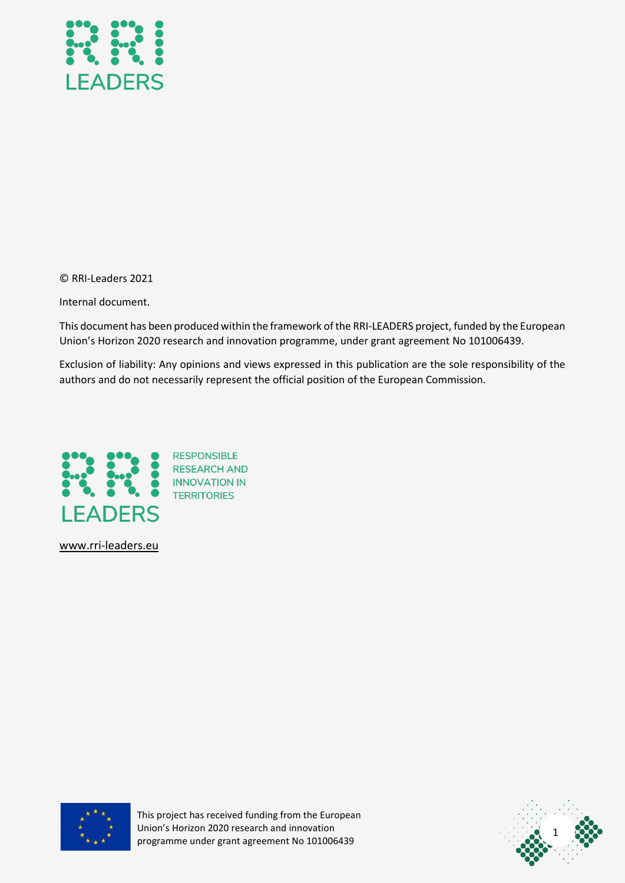© RRI-Leaders 2021

Internal document.

This document has been produced within the framework of the RRI-LEADERS project, funded by the European Union's Horizon 2020 research and innovation programme, under grant agreement No 101006439.

Exclusion of liability: Any opinions and views expressed in this publication are the sole responsibility of the authors and do not necessarily represent the official position of the European Commission.

RRI LEADERS

RESPONSIBLE RESEARCH AND INNOVATION IN TERRITORIES

www.rri-leaders.eu

This project has received funding from the European Union's Horizon 2020 research and innovation programme under grant agreement No 101006439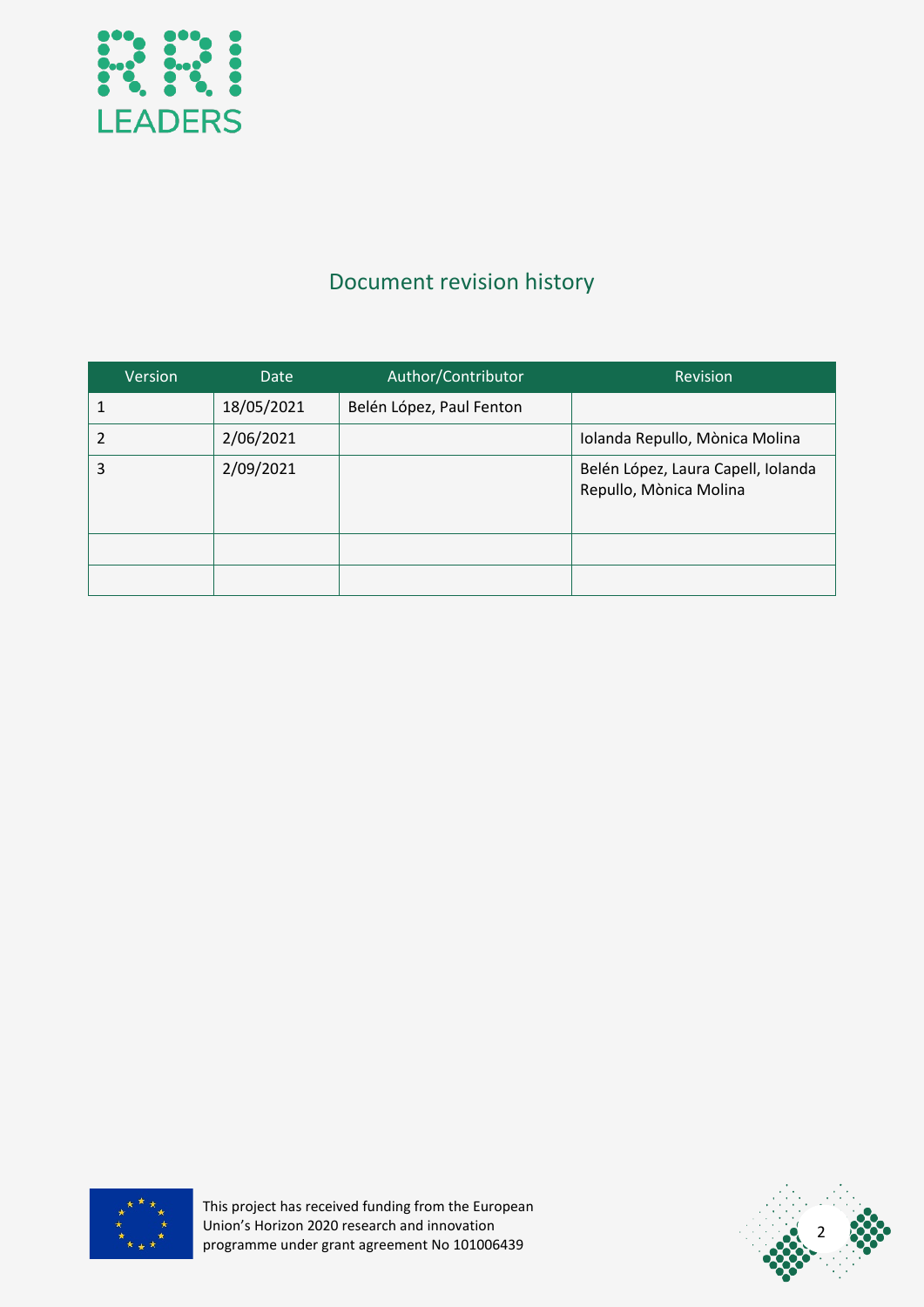# Document revision history

| Version | Date | Author/Contributor | Revision |
|---|---|---|---|
| 1 | 18/05/2021 | Belén López, Paul Fenton | |
| 2 | 2/06/2021 | | Iolanda Repullo, Mònica Molina |
| 3 | 2/09/2021 | | Belén López, Laura Capell, Iolanda Repullo, Mònica Molina |
| | | | |
| | | | |

This project has received funding from the European Union's Horizon 2020 research and innovation programme under grant agreement No 101006439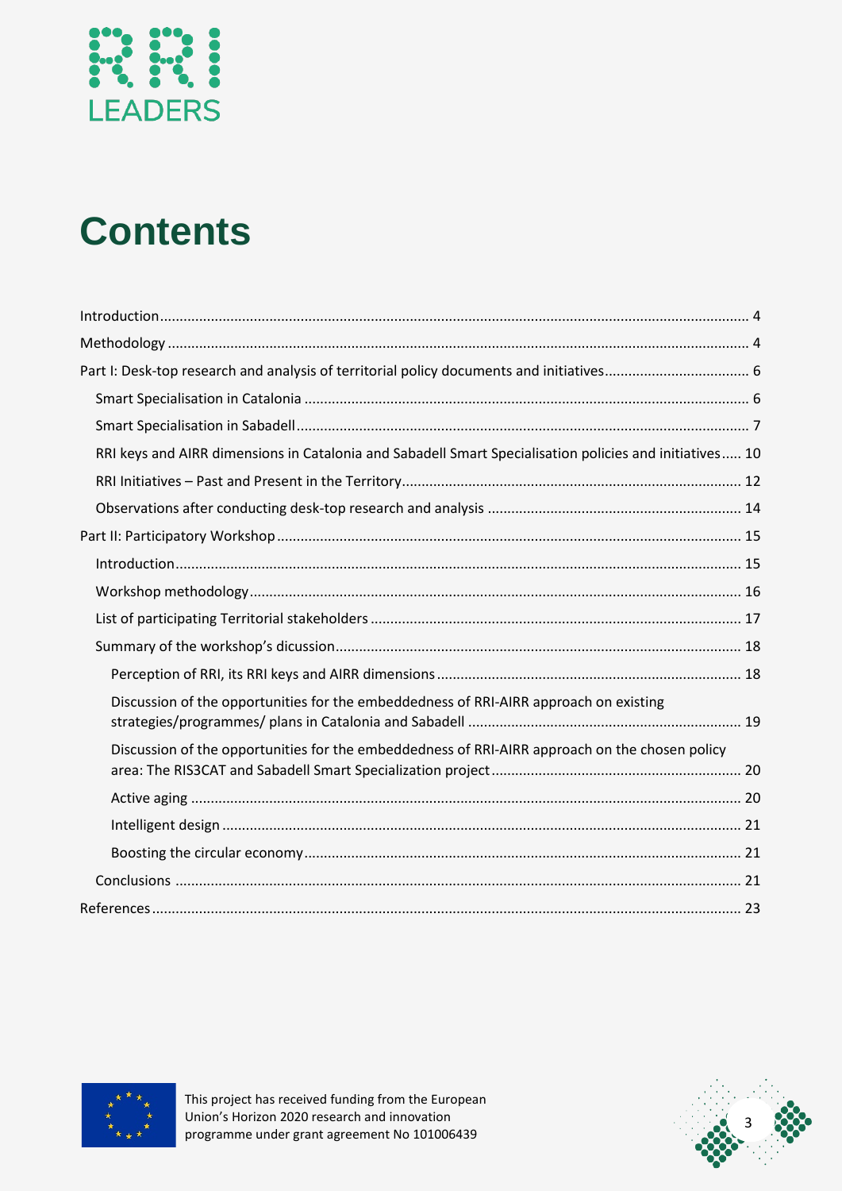# Contents

Introduction ....................................................................................... 4
Methodology ....................................................................................... 4
Part I: Desk-top research and analysis of territorial policy documents and initiatives ............................ 6
- Smart Specialisation in Catalonia ........................................................... 6
- Smart Specialisation in Sabadell ............................................................. 7
- RRI keys and AIRR dimensions in Catalonia and Sabadell Smart Specialisation policies and initiatives ..... 10
- RRI Initiatives – Past and Present in the Territory ..................................... 12
- Observations after conducting desk-top research and analysis ......................... 14

Part II: Participatory Workshop .................................................................. 15
- Introduction .................................................................................... 15
- Workshop methodology ...................................................................... 16
- List of participating Territorial stakeholders .......................................... 17
- Summary of the workshop's dicussion .................................................... 18
  - Perception of RRI, its RRI keys and AIRR dimensions ................................ 18
  - Discussion of the opportunities for the embeddedness of RRI-AIRR approach on existing strategies/programmes/ plans in Catalonia and Sabadell ................................. 19
  - Discussion of the opportunities for the embeddedness of RRI-AIRR approach on the chosen policy area: The RIS3CAT and Sabadell Smart Specialization project ......................... 20
  - Active aging ................................................................................ 20
  - Intelligent design ......................................................................... 21
  - Boosting the circular economy .......................................................... 21
- Conclusions .................................................................................... 21

References ......................................................................................... 23

This project has received funding from the European Union's Horizon 2020 research and innovation programme under grant agreement No 101006439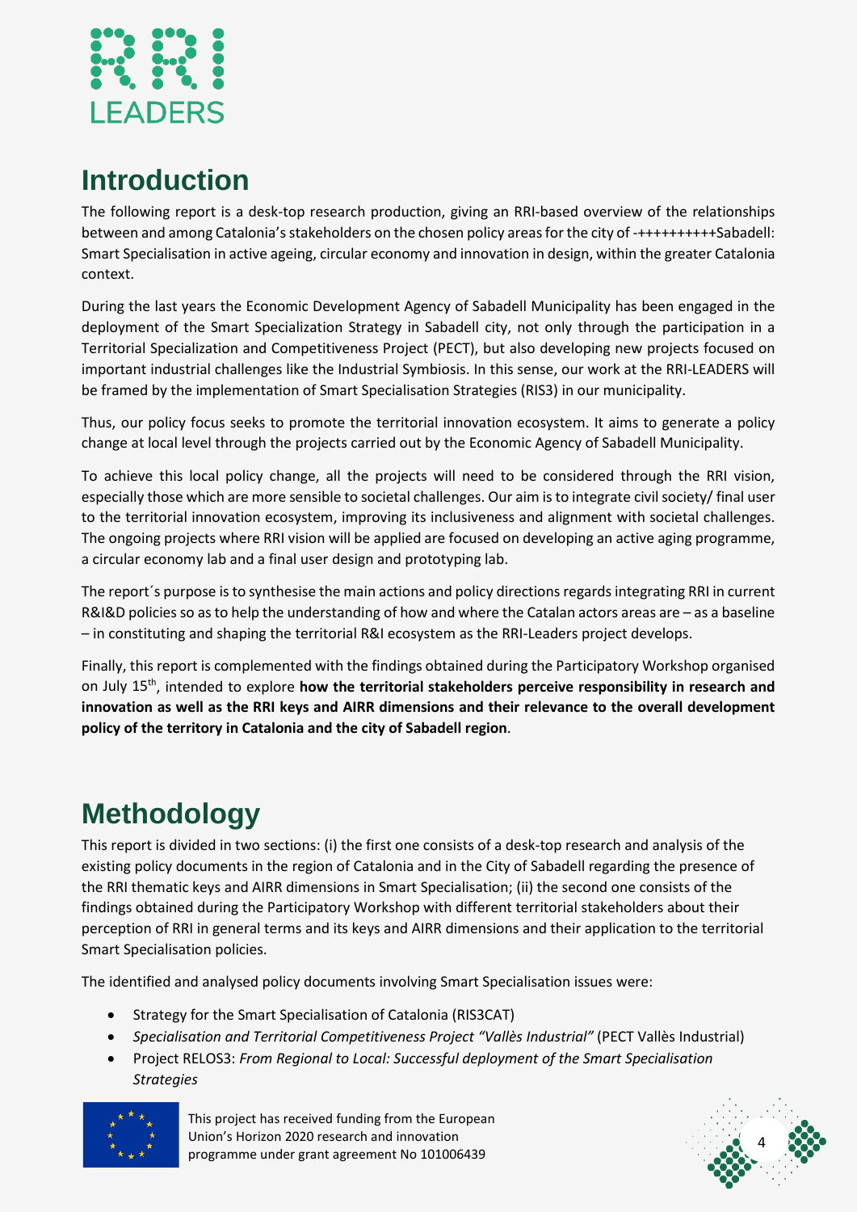# Introduction

The following report is a desk-top research production, giving an RRI-based overview of the relationships between and among Catalonia's stakeholders on the chosen policy areas for the city of -++++++++++Sabadell: Smart Specialisation in active ageing, circular economy and innovation in design, within the greater Catalonia context.

During the last years the Economic Development Agency of Sabadell Municipality has been engaged in the deployment of the Smart Specialization Strategy in Sabadell city, not only through the participation in a Territorial Specialization and Competitiveness Project (PECT), but also developing new projects focused on important industrial challenges like the Industrial Symbiosis. In this sense, our work at the RRI-LEADERS will be framed by the implementation of Smart Specialisation Strategies (RIS3) in our municipality.

Thus, our policy focus seeks to promote the territorial innovation ecosystem. It aims to generate a policy change at local level through the projects carried out by the Economic Agency of Sabadell Municipality.

To achieve this local policy change, all the projects will need to be considered through the RRI vision, especially those which are more sensible to societal challenges. Our aim is to integrate civil society/ final user to the territorial innovation ecosystem, improving its inclusiveness and alignment with societal challenges. The ongoing projects where RRI vision will be applied are focused on developing an active aging programme, a circular economy lab and a final user design and prototyping lab.

The report´s purpose is to synthesise the main actions and policy directions regards integrating RRI in current R&I&D policies so as to help the understanding of how and where the Catalan actors areas are – as a baseline – in constituting and shaping the territorial R&I ecosystem as the RRI-Leaders project develops.

Finally, this report is complemented with the findings obtained during the Participatory Workshop organised on July 15th, intended to explore **how the territorial stakeholders perceive responsibility in research and innovation as well as the RRI keys and AIRR dimensions and their relevance to the overall development policy of the territory in Catalonia and the city of Sabadell region**.

# Methodology

This report is divided in two sections: (i) the first one consists of a desk-top research and analysis of the existing policy documents in the region of Catalonia and in the City of Sabadell regarding the presence of the RRI thematic keys and AIRR dimensions in Smart Specialisation; (ii) the second one consists of the findings obtained during the Participatory Workshop with different territorial stakeholders about their perception of RRI in general terms and its keys and AIRR dimensions and their application to the territorial Smart Specialisation policies.

The identified and analysed policy documents involving Smart Specialisation issues were:

- Strategy for the Smart Specialisation of Catalonia (RIS3CAT)
- *Specialisation and Territorial Competitiveness Project "Vallès Industrial"* (PECT Vallès Industrial)
- Project RELOS3: *From Regional to Local: Successful deployment of the Smart Specialisation Strategies*

This project has received funding from the European Union's Horizon 2020 research and innovation programme under grant agreement No 101006439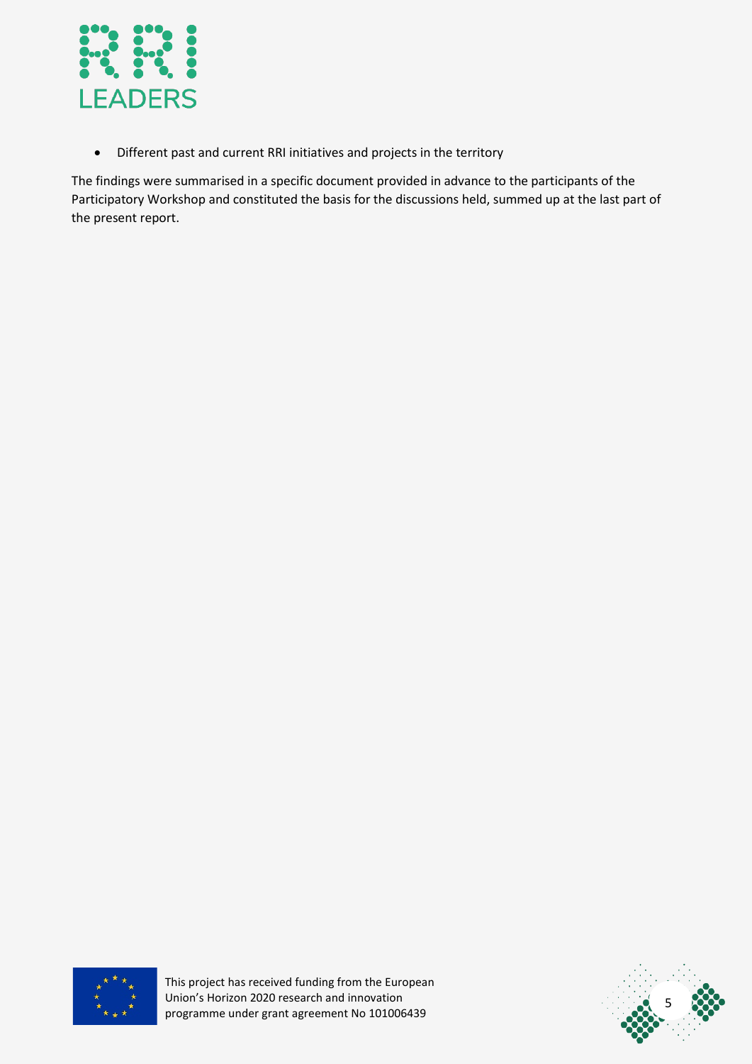- Different past and current RRI initiatives and projects in the territory

The findings were summarised in a specific document provided in advance to the participants of the Participatory Workshop and constituted the basis for the discussions held, summed up at the last part of the present report.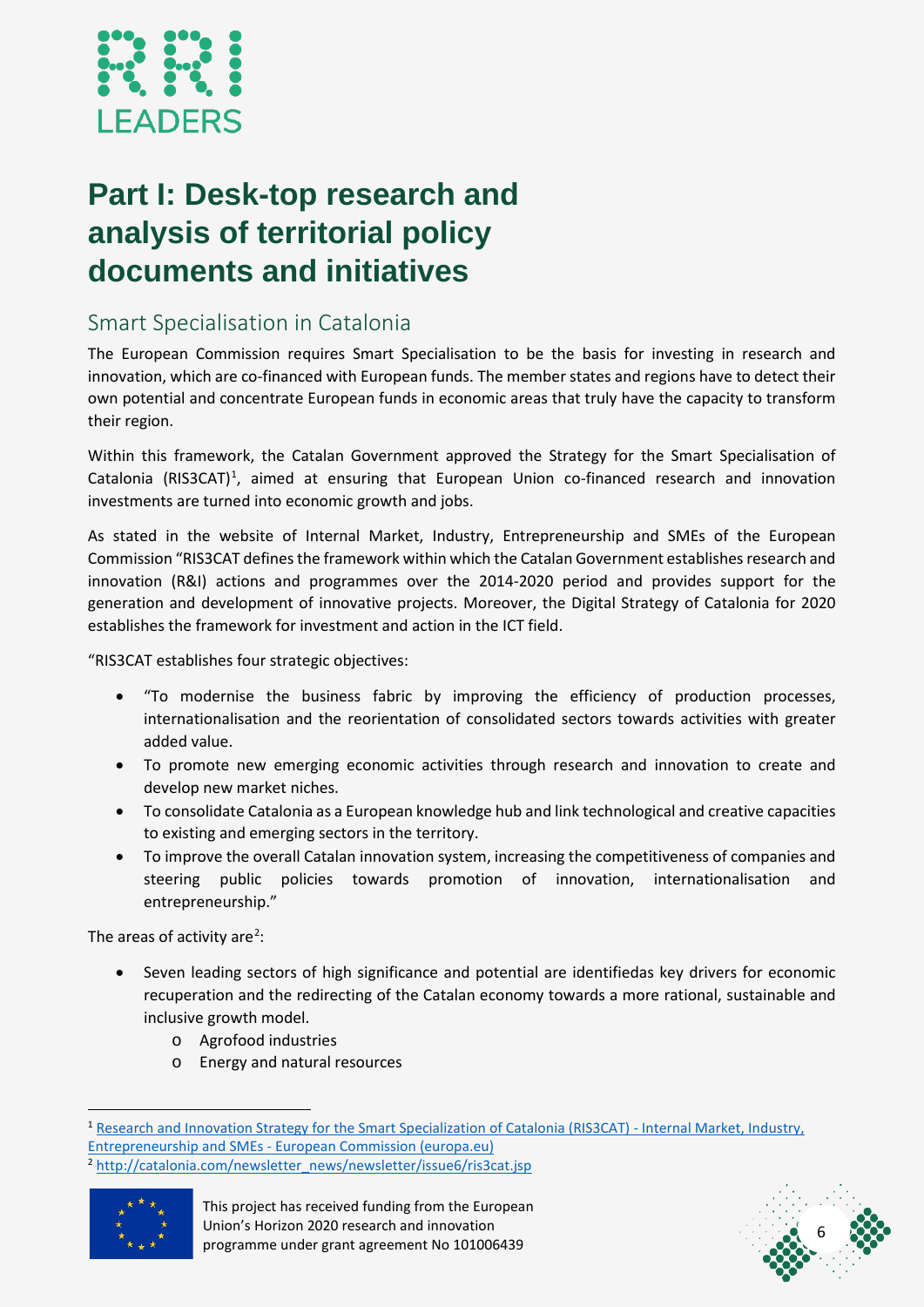# Part I: Desk-top research and analysis of territorial policy documents and initiatives

## Smart Specialisation in Catalonia

The European Commission requires Smart Specialisation to be the basis for investing in research and innovation, which are co-financed with European funds. The member states and regions have to detect their own potential and concentrate European funds in economic areas that truly have the capacity to transform their region.

Within this framework, the Catalan Government approved the Strategy for the Smart Specialisation of Catalonia (RIS3CAT)[1], aimed at ensuring that European Union co-financed research and innovation investments are turned into economic growth and jobs.

As stated in the website of Internal Market, Industry, Entrepreneurship and SMEs of the European Commission "RIS3CAT defines the framework within which the Catalan Government establishes research and innovation (R&I) actions and programmes over the 2014-2020 period and provides support for the generation and development of innovative projects. Moreover, the Digital Strategy of Catalonia for 2020 establishes the framework for investment and action in the ICT field.

"RIS3CAT establishes four strategic objectives:

- "To modernise the business fabric by improving the efficiency of production processes, internationalisation and the reorientation of consolidated sectors towards activities with greater added value.
- To promote new emerging economic activities through research and innovation to create and develop new market niches.
- To consolidate Catalonia as a European knowledge hub and link technological and creative capacities to existing and emerging sectors in the territory.
- To improve the overall Catalan innovation system, increasing the competitiveness of companies and steering public policies towards promotion of innovation, internationalisation and entrepreneurship."

The areas of activity are[2]:

- Seven leading sectors of high significance and potential are identifiedas key drivers for economic recuperation and the redirecting of the Catalan economy towards a more rational, sustainable and inclusive growth model.
    - Agrofood industries
    - Energy and natural resources

[1] Research and Innovation Strategy for the Smart Specialization of Catalonia (RIS3CAT) - Internal Market, Industry, Entrepreneurship and SMEs - European Commission (europa.eu)

[2] http://catalonia.com/newsletter_news/newsletter/issue6/ris3cat.jsp

This project has received funding from the European Union's Horizon 2020 research and innovation programme under grant agreement No 101006439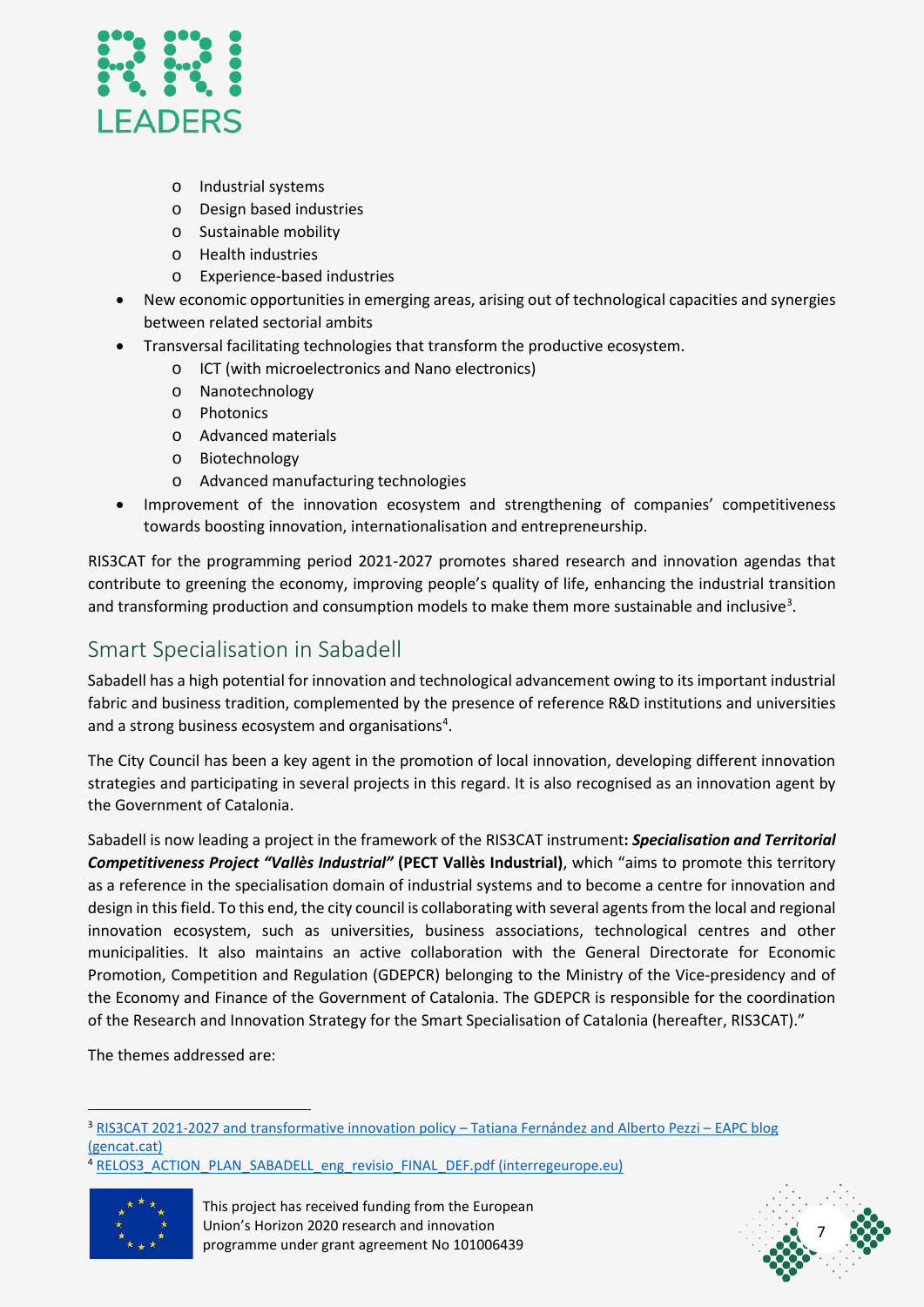- Industrial systems
  - Design based industries
  - Sustainable mobility
  - Health industries
  - Experience-based industries
- New economic opportunities in emerging areas, arising out of technological capacities and synergies between related sectorial ambits
- Transversal facilitating technologies that transform the productive ecosystem.
  - ICT (with microelectronics and Nano electronics)
  - Nanotechnology
  - Photonics
  - Advanced materials
  - Biotechnology
  - Advanced manufacturing technologies
- Improvement of the innovation ecosystem and strengthening of companies' competitiveness towards boosting innovation, internationalisation and entrepreneurship.

RIS3CAT for the programming period 2021-2027 promotes shared research and innovation agendas that contribute to greening the economy, improving people's quality of life, enhancing the industrial transition and transforming production and consumption models to make them more sustainable and inclusive[3].

## Smart Specialisation in Sabadell

Sabadell has a high potential for innovation and technological advancement owing to its important industrial fabric and business tradition, complemented by the presence of reference R&D institutions and universities and a strong business ecosystem and organisations[4].

The City Council has been a key agent in the promotion of local innovation, developing different innovation strategies and participating in several projects in this regard. It is also recognised as an innovation agent by the Government of Catalonia.

Sabadell is now leading a project in the framework of the RIS3CAT instrument**: *Specialisation and Territorial Competitiveness Project "Vallès Industrial"* (PECT Vallès Industrial)**, which "aims to promote this territory as a reference in the specialisation domain of industrial systems and to become a centre for innovation and design in this field. To this end, the city council is collaborating with several agents from the local and regional innovation ecosystem, such as universities, business associations, technological centres and other municipalities. It also maintains an active collaboration with the General Directorate for Economic Promotion, Competition and Regulation (GDEPCR) belonging to the Ministry of the Vice-presidency and of the Economy and Finance of the Government of Catalonia. The GDEPCR is responsible for the coordination of the Research and Innovation Strategy for the Smart Specialisation of Catalonia (hereafter, RIS3CAT)."

The themes addressed are:

---

[3] RIS3CAT 2021-2027 and transformative innovation policy – Tatiana Fernández and Alberto Pezzi – EAPC blog (gencat.cat)

[4] RELOS3_ACTION_PLAN_SABADELL_eng_revisio_FINAL_DEF.pdf (interregeurope.eu)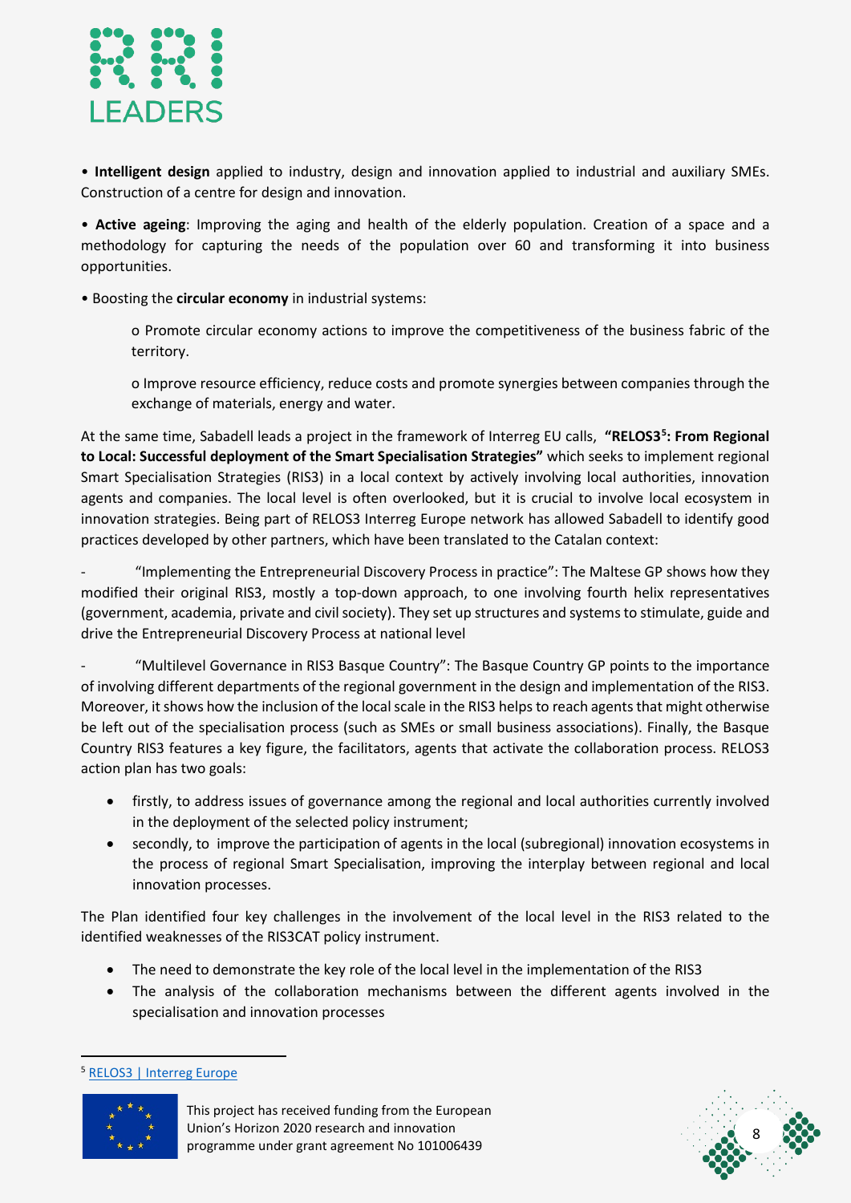• **Intelligent design** applied to industry, design and innovation applied to industrial and auxiliary SMEs. Construction of a centre for design and innovation.

• **Active ageing**: Improving the aging and health of the elderly population. Creation of a space and a methodology for capturing the needs of the population over 60 and transforming it into business opportunities.

• Boosting the **circular economy** in industrial systems:

  o Promote circular economy actions to improve the competitiveness of the business fabric of the territory.

  o Improve resource efficiency, reduce costs and promote synergies between companies through the exchange of materials, energy and water.

At the same time, Sabadell leads a project in the framework of Interreg EU calls, **"RELOS3[5]: From Regional to Local: Successful deployment of the Smart Specialisation Strategies"** which seeks to implement regional Smart Specialisation Strategies (RIS3) in a local context by actively involving local authorities, innovation agents and companies. The local level is often overlooked, but it is crucial to involve local ecosystem in innovation strategies. Being part of RELOS3 Interreg Europe network has allowed Sabadell to identify good practices developed by other partners, which have been translated to the Catalan context:

- "Implementing the Entrepreneurial Discovery Process in practice": The Maltese GP shows how they modified their original RIS3, mostly a top-down approach, to one involving fourth helix representatives (government, academia, private and civil society). They set up structures and systems to stimulate, guide and drive the Entrepreneurial Discovery Process at national level

- "Multilevel Governance in RIS3 Basque Country": The Basque Country GP points to the importance of involving different departments of the regional government in the design and implementation of the RIS3. Moreover, it shows how the inclusion of the local scale in the RIS3 helps to reach agents that might otherwise be left out of the specialisation process (such as SMEs or small business associations). Finally, the Basque Country RIS3 features a key figure, the facilitators, agents that activate the collaboration process. RELOS3 action plan has two goals:

- firstly, to address issues of governance among the regional and local authorities currently involved in the deployment of the selected policy instrument;
- secondly, to improve the participation of agents in the local (subregional) innovation ecosystems in the process of regional Smart Specialisation, improving the interplay between regional and local innovation processes.

The Plan identified four key challenges in the involvement of the local level in the RIS3 related to the identified weaknesses of the RIS3CAT policy instrument.

- The need to demonstrate the key role of the local level in the implementation of the RIS3
- The analysis of the collaboration mechanisms between the different agents involved in the specialisation and innovation processes

[5] RELOS3 | Interreg Europe

This project has received funding from the European Union's Horizon 2020 research and innovation programme under grant agreement No 101006439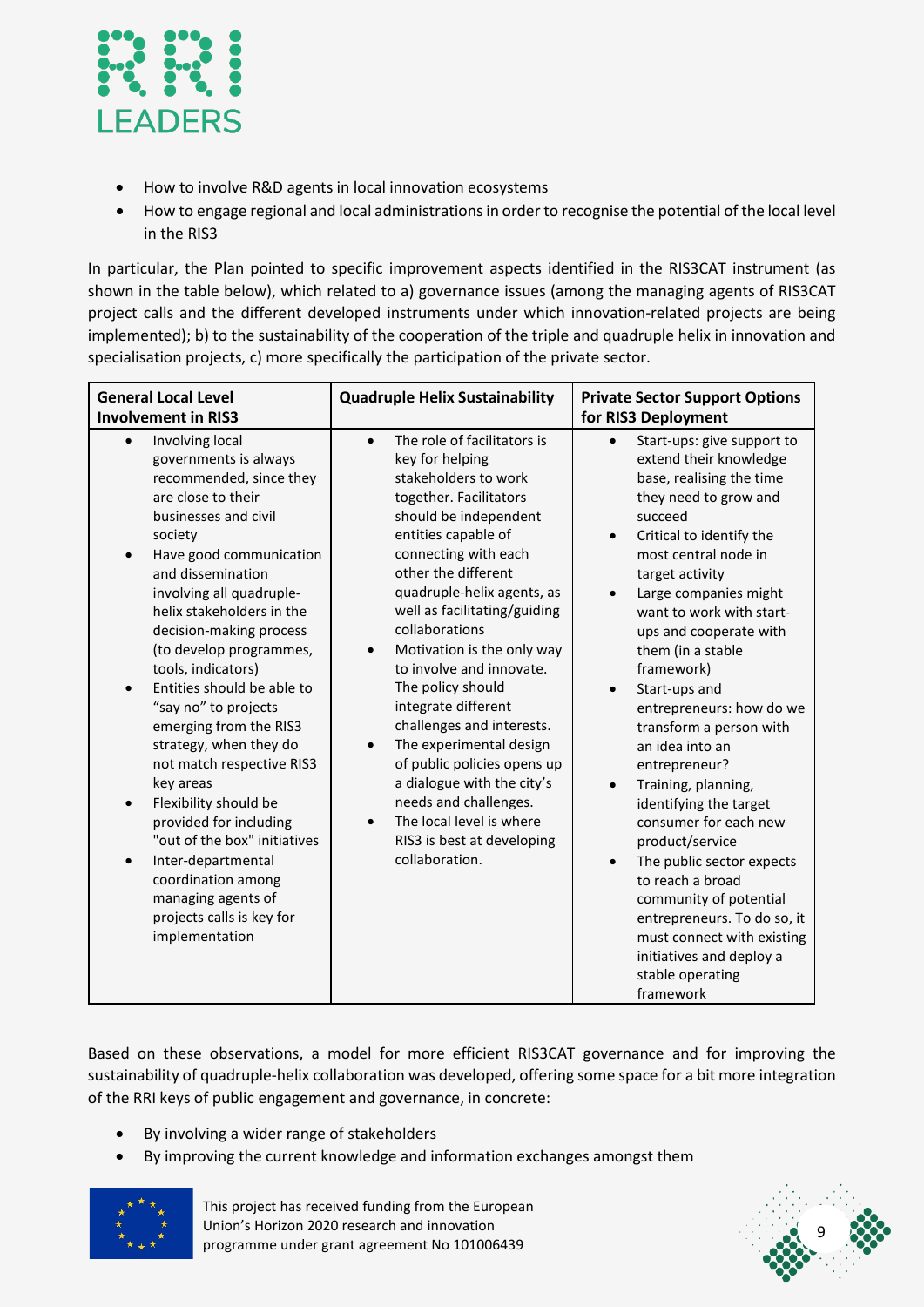- How to involve R&D agents in local innovation ecosystems
- How to engage regional and local administrations in order to recognise the potential of the local level in the RIS3

In particular, the Plan pointed to specific improvement aspects identified in the RIS3CAT instrument (as shown in the table below), which related to a) governance issues (among the managing agents of RIS3CAT project calls and the different developed instruments under which innovation-related projects are being implemented); b) to the sustainability of the cooperation of the triple and quadruple helix in innovation and specialisation projects, c) more specifically the participation of the private sector.

| General Local Level Involvement in RIS3 | Quadruple Helix Sustainability | Private Sector Support Options for RIS3 Deployment |
|---|---|---|
| • Involving local governments is always recommended, since they are close to their businesses and civil society<br>• Have good communication and dissemination involving all quadruple-helix stakeholders in the decision-making process (to develop programmes, tools, indicators)<br>• Entities should be able to "say no" to projects emerging from the RIS3 strategy, when they do not match respective RIS3 key areas<br>• Flexibility should be provided for including "out of the box" initiatives<br>• Inter-departmental coordination among managing agents of projects calls is key for implementation | • The role of facilitators is key for helping stakeholders to work together. Facilitators should be independent entities capable of connecting with each other the different quadruple-helix agents, as well as facilitating/guiding collaborations<br>• Motivation is the only way to involve and innovate. The policy should integrate different challenges and interests.<br>• The experimental design of public policies opens up a dialogue with the city's needs and challenges.<br>• The local level is where RIS3 is best at developing collaboration. | • Start-ups: give support to extend their knowledge base, realising the time they need to grow and succeed<br>• Critical to identify the most central node in target activity<br>• Large companies might want to work with start-ups and cooperate with them (in a stable framework)<br>• Start-ups and entrepreneurs: how do we transform a person with an idea into an entrepreneur?<br>• Training, planning, identifying the target consumer for each new product/service<br>• The public sector expects to reach a broad community of potential entrepreneurs. To do so, it must connect with existing initiatives and deploy a stable operating framework |

Based on these observations, a model for more efficient RIS3CAT governance and for improving the sustainability of quadruple-helix collaboration was developed, offering some space for a bit more integration of the RRI keys of public engagement and governance, in concrete:

- By involving a wider range of stakeholders
- By improving the current knowledge and information exchanges amongst them

This project has received funding from the European Union's Horizon 2020 research and innovation programme under grant agreement No 101006439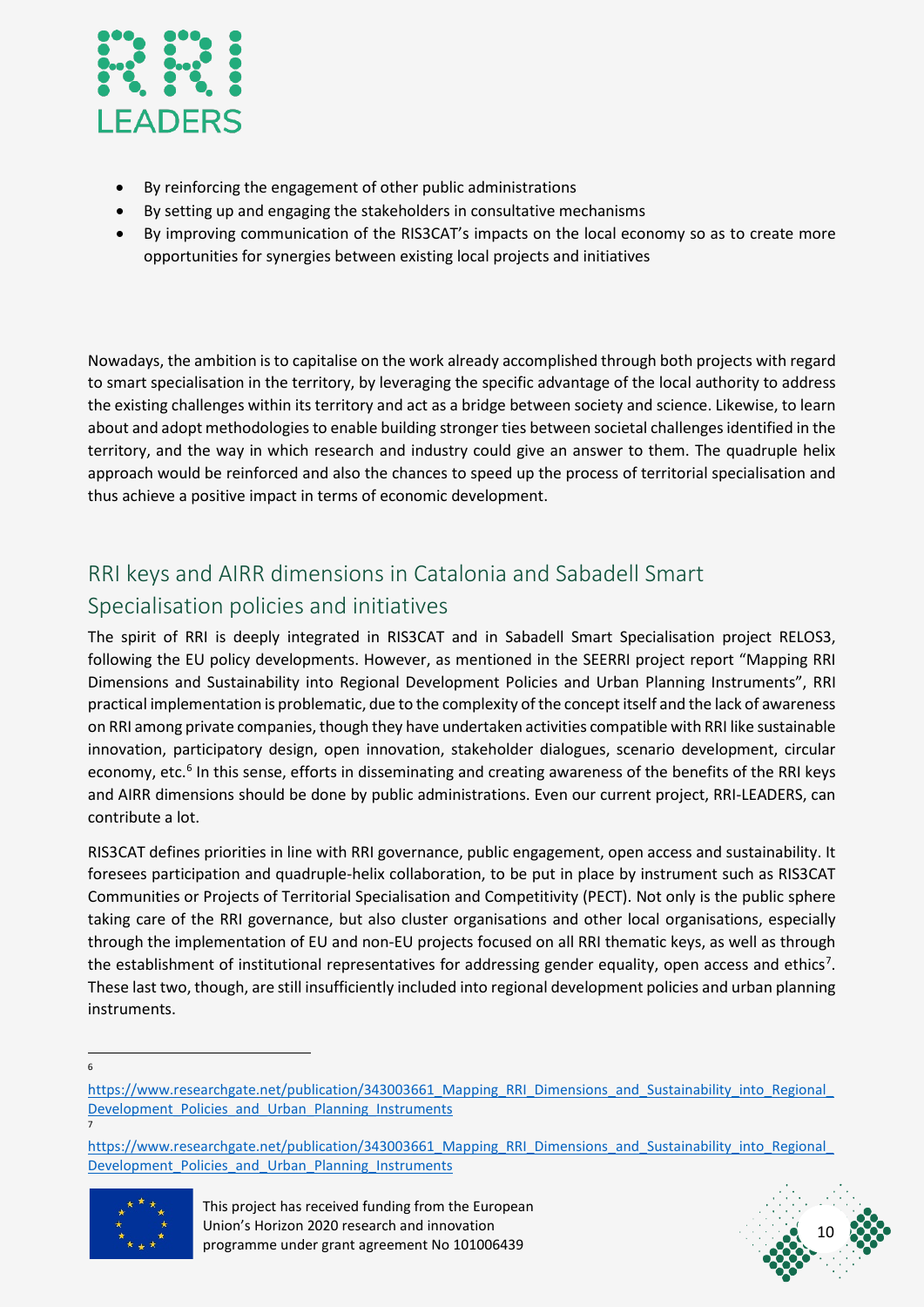- By reinforcing the engagement of other public administrations
- By setting up and engaging the stakeholders in consultative mechanisms
- By improving communication of the RIS3CAT's impacts on the local economy so as to create more opportunities for synergies between existing local projects and initiatives

Nowadays, the ambition is to capitalise on the work already accomplished through both projects with regard to smart specialisation in the territory, by leveraging the specific advantage of the local authority to address the existing challenges within its territory and act as a bridge between society and science. Likewise, to learn about and adopt methodologies to enable building stronger ties between societal challenges identified in the territory, and the way in which research and industry could give an answer to them. The quadruple helix approach would be reinforced and also the chances to speed up the process of territorial specialisation and thus achieve a positive impact in terms of economic development.

## RRI keys and AIRR dimensions in Catalonia and Sabadell Smart Specialisation policies and initiatives

The spirit of RRI is deeply integrated in RIS3CAT and in Sabadell Smart Specialisation project RELOS3, following the EU policy developments. However, as mentioned in the SEERRI project report "Mapping RRI Dimensions and Sustainability into Regional Development Policies and Urban Planning Instruments", RRI practical implementation is problematic, due to the complexity of the concept itself and the lack of awareness on RRI among private companies, though they have undertaken activities compatible with RRI like sustainable innovation, participatory design, open innovation, stakeholder dialogues, scenario development, circular economy, etc.[6] In this sense, efforts in disseminating and creating awareness of the benefits of the RRI keys and AIRR dimensions should be done by public administrations. Even our current project, RRI-LEADERS, can contribute a lot.

RIS3CAT defines priorities in line with RRI governance, public engagement, open access and sustainability. It foresees participation and quadruple-helix collaboration, to be put in place by instrument such as RIS3CAT Communities or Projects of Territorial Specialisation and Competitivity (PECT). Not only is the public sphere taking care of the RRI governance, but also cluster organisations and other local organisations, especially through the implementation of EU and non-EU projects focused on all RRI thematic keys, as well as through the establishment of institutional representatives for addressing gender equality, open access and ethics[7]. These last two, though, are still insufficiently included into regional development policies and urban planning instruments.

---

[6] https://www.researchgate.net/publication/343003661_Mapping_RRI_Dimensions_and_Sustainability_into_Regional_Development_Policies_and_Urban_Planning_Instruments

[7] https://www.researchgate.net/publication/343003661_Mapping_RRI_Dimensions_and_Sustainability_into_Regional_Development_Policies_and_Urban_Planning_Instruments

This project has received funding from the European Union's Horizon 2020 research and innovation programme under grant agreement No 101006439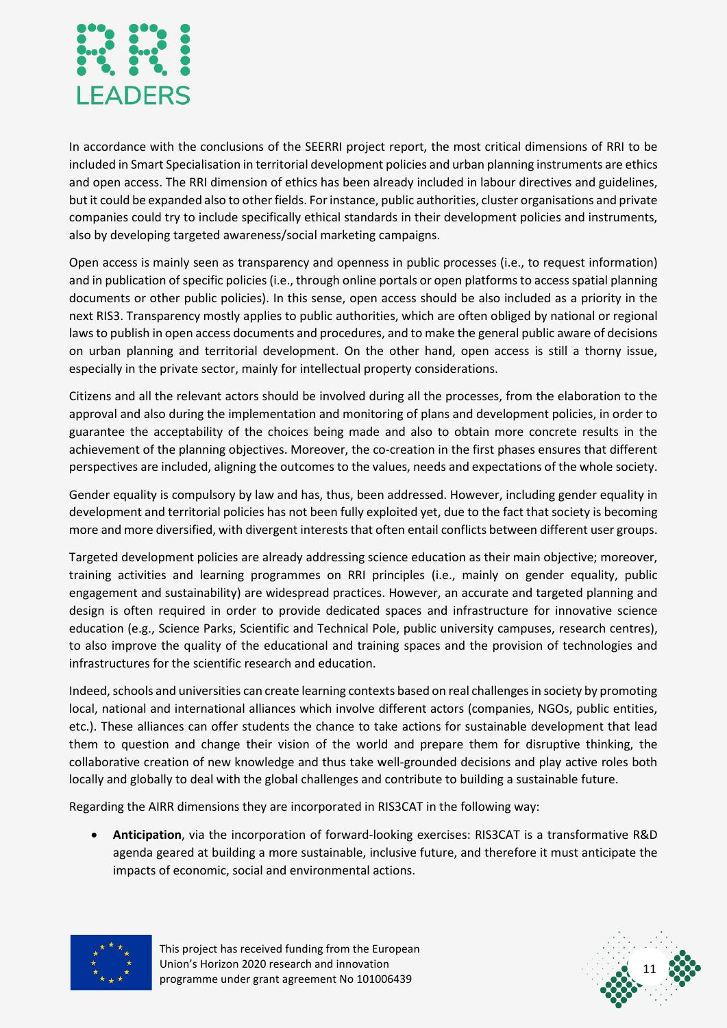In accordance with the conclusions of the SEERRI project report, the most critical dimensions of RRI to be included in Smart Specialisation in territorial development policies and urban planning instruments are ethics and open access. The RRI dimension of ethics has been already included in labour directives and guidelines, but it could be expanded also to other fields. For instance, public authorities, cluster organisations and private companies could try to include specifically ethical standards in their development policies and instruments, also by developing targeted awareness/social marketing campaigns.

Open access is mainly seen as transparency and openness in public processes (i.e., to request information) and in publication of specific policies (i.e., through online portals or open platforms to access spatial planning documents or other public policies). In this sense, open access should be also included as a priority in the next RIS3. Transparency mostly applies to public authorities, which are often obliged by national or regional laws to publish in open access documents and procedures, and to make the general public aware of decisions on urban planning and territorial development. On the other hand, open access is still a thorny issue, especially in the private sector, mainly for intellectual property considerations.

Citizens and all the relevant actors should be involved during all the processes, from the elaboration to the approval and also during the implementation and monitoring of plans and development policies, in order to guarantee the acceptability of the choices being made and also to obtain more concrete results in the achievement of the planning objectives. Moreover, the co-creation in the first phases ensures that different perspectives are included, aligning the outcomes to the values, needs and expectations of the whole society.

Gender equality is compulsory by law and has, thus, been addressed. However, including gender equality in development and territorial policies has not been fully exploited yet, due to the fact that society is becoming more and more diversified, with divergent interests that often entail conflicts between different user groups.

Targeted development policies are already addressing science education as their main objective; moreover, training activities and learning programmes on RRI principles (i.e., mainly on gender equality, public engagement and sustainability) are widespread practices. However, an accurate and targeted planning and design is often required in order to provide dedicated spaces and infrastructure for innovative science education (e.g., Science Parks, Scientific and Technical Pole, public university campuses, research centres), to also improve the quality of the educational and training spaces and the provision of technologies and infrastructures for the scientific research and education.

Indeed, schools and universities can create learning contexts based on real challenges in society by promoting local, national and international alliances which involve different actors (companies, NGOs, public entities, etc.). These alliances can offer students the chance to take actions for sustainable development that lead them to question and change their vision of the world and prepare them for disruptive thinking, the collaborative creation of new knowledge and thus take well-grounded decisions and play active roles both locally and globally to deal with the global challenges and contribute to building a sustainable future.

Regarding the AIRR dimensions they are incorporated in RIS3CAT in the following way:

- **Anticipation**, via the incorporation of forward-looking exercises: RIS3CAT is a transformative R&D agenda geared at building a more sustainable, inclusive future, and therefore it must anticipate the impacts of economic, social and environmental actions.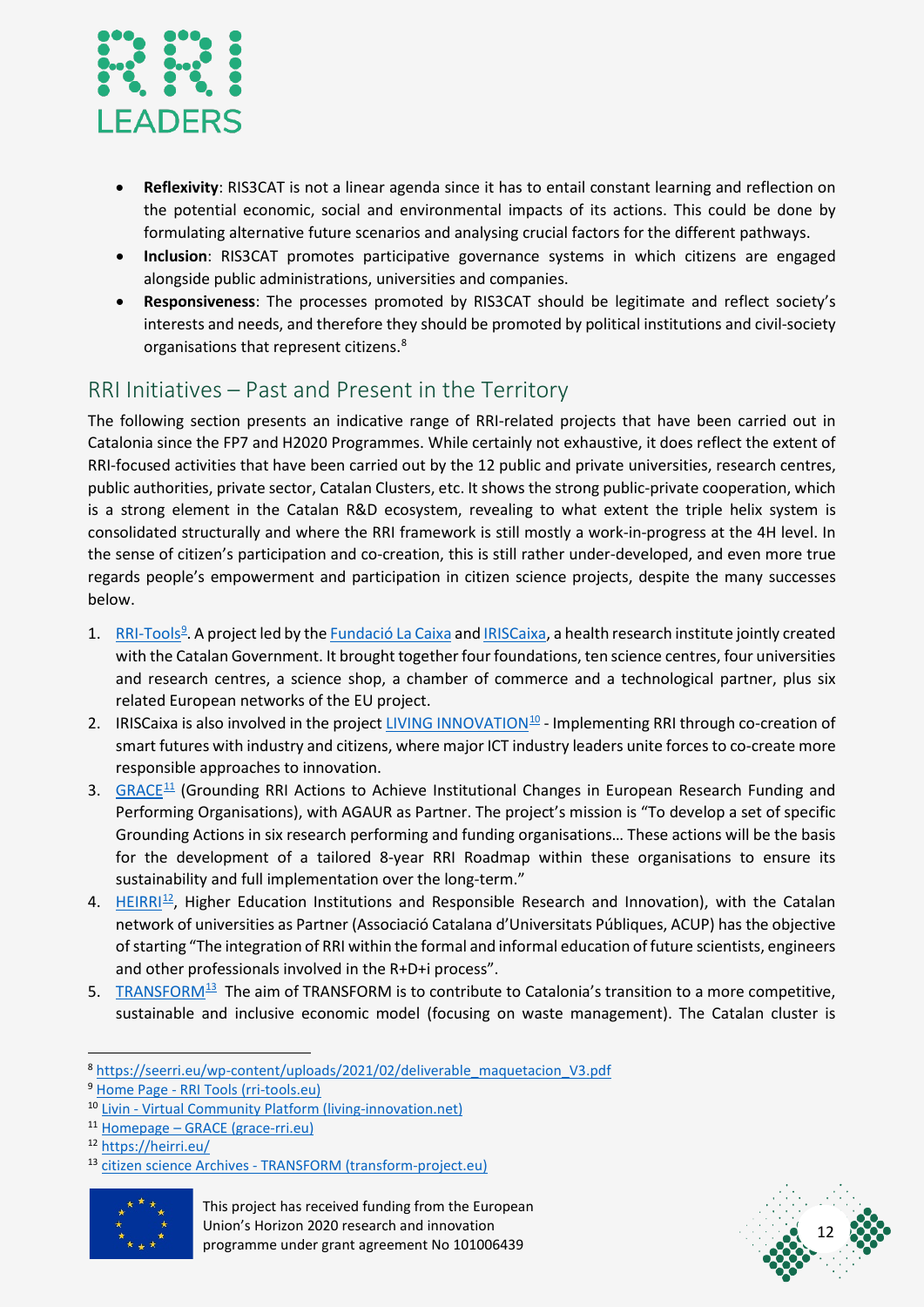- **Reflexivity**: RIS3CAT is not a linear agenda since it has to entail constant learning and reflection on the potential economic, social and environmental impacts of its actions. This could be done by formulating alternative future scenarios and analysing crucial factors for the different pathways.
- **Inclusion**: RIS3CAT promotes participative governance systems in which citizens are engaged alongside public administrations, universities and companies.
- **Responsiveness**: The processes promoted by RIS3CAT should be legitimate and reflect society's interests and needs, and therefore they should be promoted by political institutions and civil-society organisations that represent citizens.[8]

## RRI Initiatives – Past and Present in the Territory

The following section presents an indicative range of RRI-related projects that have been carried out in Catalonia since the FP7 and H2020 Programmes. While certainly not exhaustive, it does reflect the extent of RRI-focused activities that have been carried out by the 12 public and private universities, research centres, public authorities, private sector, Catalan Clusters, etc. It shows the strong public-private cooperation, which is a strong element in the Catalan R&D ecosystem, revealing to what extent the triple helix system is consolidated structurally and where the RRI framework is still mostly a work-in-progress at the 4H level. In the sense of citizen's participation and co-creation, this is still rather under-developed, and even more true regards people's empowerment and participation in citizen science projects, despite the many successes below.

1. RRI-Tools[9]. A project led by the Fundació La Caixa and IRISCaixa, a health research institute jointly created with the Catalan Government. It brought together four foundations, ten science centres, four universities and research centres, a science shop, a chamber of commerce and a technological partner, plus six related European networks of the EU project.
2. IRISCaixa is also involved in the project LIVING INNOVATION[10] - Implementing RRI through co-creation of smart futures with industry and citizens, where major ICT industry leaders unite forces to co-create more responsible approaches to innovation.
3. GRACE[11] (Grounding RRI Actions to Achieve Institutional Changes in European Research Funding and Performing Organisations), with AGAUR as Partner. The project's mission is "To develop a set of specific Grounding Actions in six research performing and funding organisations… These actions will be the basis for the development of a tailored 8-year RRI Roadmap within these organisations to ensure its sustainability and full implementation over the long-term."
4. HEIRRI[12], Higher Education Institutions and Responsible Research and Innovation), with the Catalan network of universities as Partner (Associació Catalana d'Universitats Públiques, ACUP) has the objective of starting "The integration of RRI within the formal and informal education of future scientists, engineers and other professionals involved in the R+D+i process".
5. TRANSFORM[13] The aim of TRANSFORM is to contribute to Catalonia's transition to a more competitive, sustainable and inclusive economic model (focusing on waste management). The Catalan cluster is

---

[8] https://seerri.eu/wp-content/uploads/2021/02/deliverable_maquetacion_V3.pdf

[9] Home Page - RRI Tools (rri-tools.eu)

[10] Livin - Virtual Community Platform (living-innovation.net)

[11] Homepage – GRACE (grace-rri.eu)

[12] https://heirri.eu/

[13] citizen science Archives - TRANSFORM (transform-project.eu)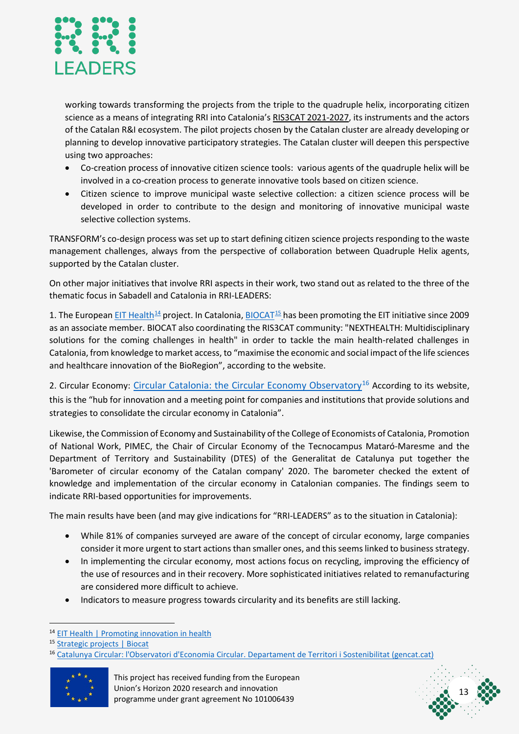working towards transforming the projects from the triple to the quadruple helix, incorporating citizen science as a means of integrating RRI into Catalonia's RIS3CAT 2021-2027, its instruments and the actors of the Catalan R&I ecosystem. The pilot projects chosen by the Catalan cluster are already developing or planning to develop innovative participatory strategies. The Catalan cluster will deepen this perspective using two approaches:

- Co-creation process of innovative citizen science tools: various agents of the quadruple helix will be involved in a co-creation process to generate innovative tools based on citizen science.
- Citizen science to improve municipal waste selective collection: a citizen science process will be developed in order to contribute to the design and monitoring of innovative municipal waste selective collection systems.

TRANSFORM's co-design process was set up to start defining citizen science projects responding to the waste management challenges, always from the perspective of collaboration between Quadruple Helix agents, supported by the Catalan cluster.

On other major initiatives that involve RRI aspects in their work, two stand out as related to the three of the thematic focus in Sabadell and Catalonia in RRI-LEADERS:

1. The European EIT Health[14] project. In Catalonia, BIOCAT[15] has been promoting the EIT initiative since 2009 as an associate member. BIOCAT also coordinating the RIS3CAT community: "NEXTHEALTH: Multidisciplinary solutions for the coming challenges in health" in order to tackle the main health-related challenges in Catalonia, from knowledge to market access, to "maximise the economic and social impact of the life sciences and healthcare innovation of the BioRegion", according to the website.

2. Circular Economy: Circular Catalonia: the Circular Economy Observatory[16] According to its website, this is the "hub for innovation and a meeting point for companies and institutions that provide solutions and strategies to consolidate the circular economy in Catalonia".

Likewise, the Commission of Economy and Sustainability of the College of Economists of Catalonia, Promotion of National Work, PIMEC, the Chair of Circular Economy of the Tecnocampus Mataró-Maresme and the Department of Territory and Sustainability (DTES) of the Generalitat de Catalunya put together the 'Barometer of circular economy of the Catalan company' 2020. The barometer checked the extent of knowledge and implementation of the circular economy in Catalonian companies. The findings seem to indicate RRI-based opportunities for improvements.

The main results have been (and may give indications for "RRI-LEADERS" as to the situation in Catalonia):

- While 81% of companies surveyed are aware of the concept of circular economy, large companies consider it more urgent to start actions than smaller ones, and this seems linked to business strategy.
- In implementing the circular economy, most actions focus on recycling, improving the efficiency of the use of resources and in their recovery. More sophisticated initiatives related to remanufacturing are considered more difficult to achieve.
- Indicators to measure progress towards circularity and its benefits are still lacking.

---

[14] EIT Health | Promoting innovation in health

[15] Strategic projects | Biocat

[16] Catalunya Circular: l'Observatori d'Economia Circular. Departament de Territori i Sostenibilitat (gencat.cat)

This project has received funding from the European Union's Horizon 2020 research and innovation programme under grant agreement No 101006439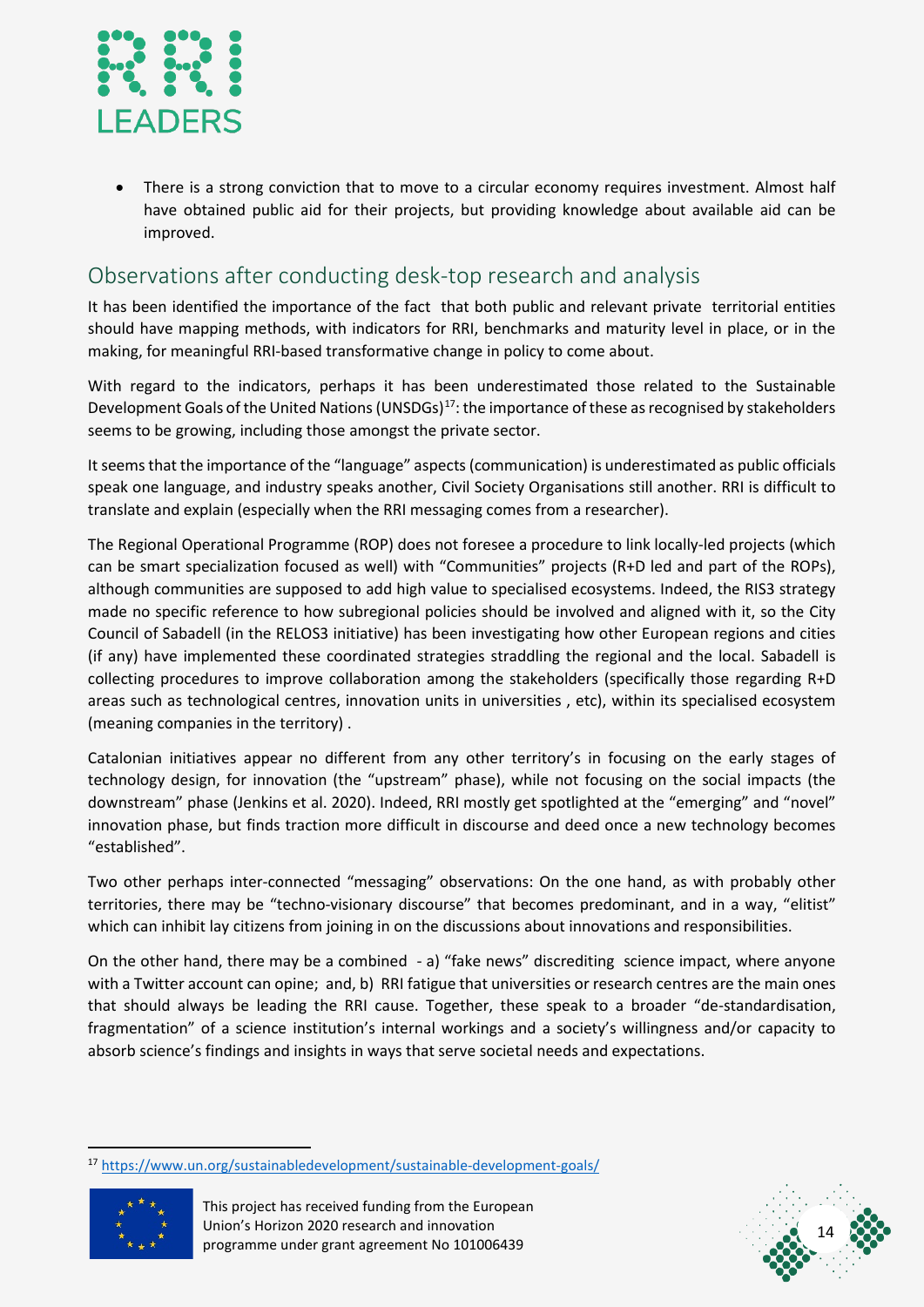- There is a strong conviction that to move to a circular economy requires investment. Almost half have obtained public aid for their projects, but providing knowledge about available aid can be improved.

## Observations after conducting desk-top research and analysis

It has been identified the importance of the fact that both public and relevant private territorial entities should have mapping methods, with indicators for RRI, benchmarks and maturity level in place, or in the making, for meaningful RRI-based transformative change in policy to come about.

With regard to the indicators, perhaps it has been underestimated those related to the Sustainable Development Goals of the United Nations (UNSDGs)[17]: the importance of these as recognised by stakeholders seems to be growing, including those amongst the private sector.

It seems that the importance of the "language" aspects (communication) is underestimated as public officials speak one language, and industry speaks another, Civil Society Organisations still another. RRI is difficult to translate and explain (especially when the RRI messaging comes from a researcher).

The Regional Operational Programme (ROP) does not foresee a procedure to link locally-led projects (which can be smart specialization focused as well) with "Communities" projects (R+D led and part of the ROPs), although communities are supposed to add high value to specialised ecosystems. Indeed, the RIS3 strategy made no specific reference to how subregional policies should be involved and aligned with it, so the City Council of Sabadell (in the RELOS3 initiative) has been investigating how other European regions and cities (if any) have implemented these coordinated strategies straddling the regional and the local. Sabadell is collecting procedures to improve collaboration among the stakeholders (specifically those regarding R+D areas such as technological centres, innovation units in universities , etc), within its specialised ecosystem (meaning companies in the territory) .

Catalonian initiatives appear no different from any other territory's in focusing on the early stages of technology design, for innovation (the "upstream" phase), while not focusing on the social impacts (the downstream" phase (Jenkins et al. 2020). Indeed, RRI mostly get spotlighted at the "emerging" and "novel" innovation phase, but finds traction more difficult in discourse and deed once a new technology becomes "established".

Two other perhaps inter-connected "messaging" observations: On the one hand, as with probably other territories, there may be "techno-visionary discourse" that becomes predominant, and in a way, "elitist" which can inhibit lay citizens from joining in on the discussions about innovations and responsibilities.

On the other hand, there may be a combined - a) "fake news" discrediting science impact, where anyone with a Twitter account can opine; and, b) RRI fatigue that universities or research centres are the main ones that should always be leading the RRI cause. Together, these speak to a broader "de-standardisation, fragmentation" of a science institution's internal workings and a society's willingness and/or capacity to absorb science's findings and insights in ways that serve societal needs and expectations.

---

[17] https://www.un.org/sustainabledevelopment/sustainable-development-goals/

This project has received funding from the European Union's Horizon 2020 research and innovation programme under grant agreement No 101006439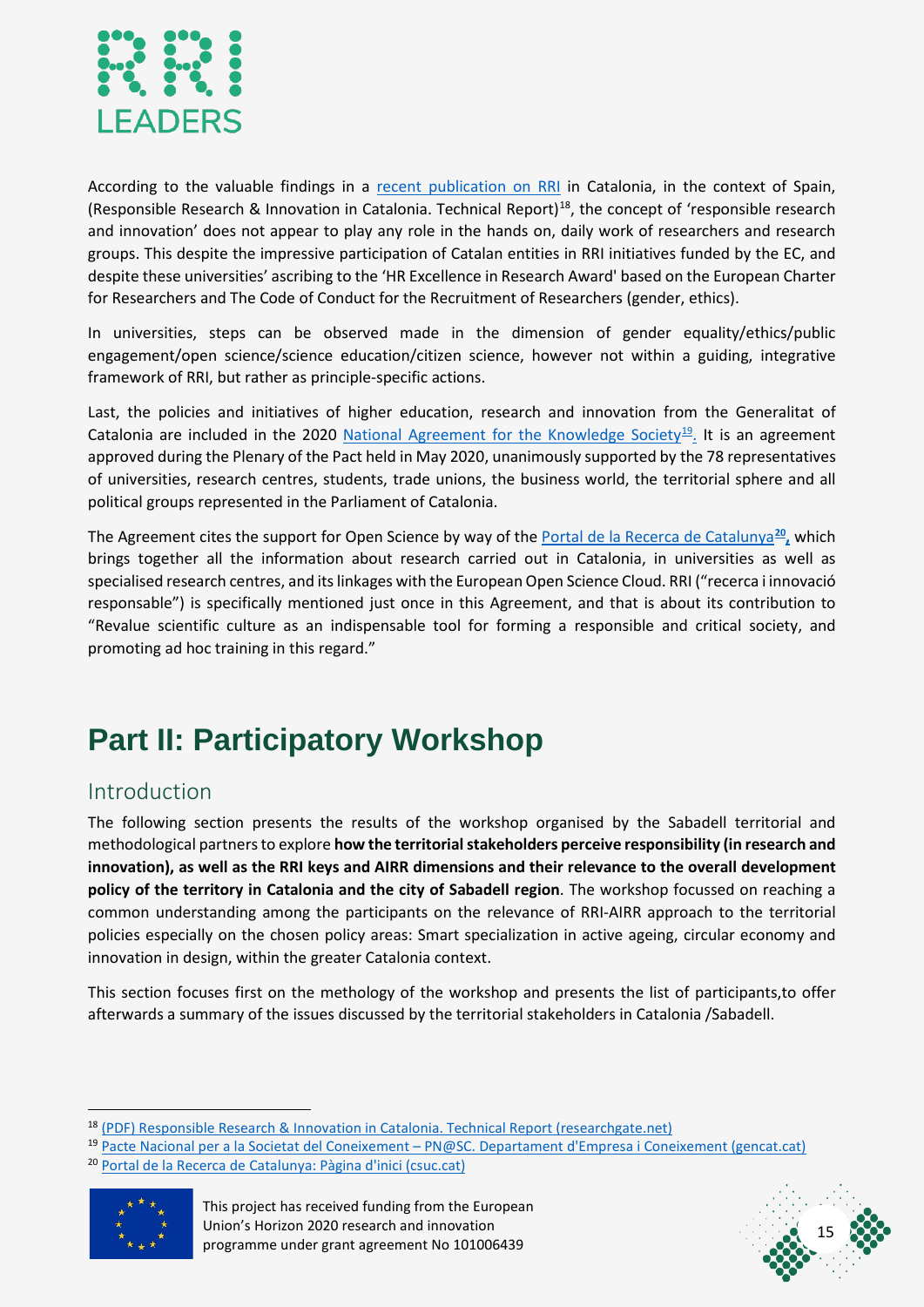According to the valuable findings in a recent publication on RRI in Catalonia, in the context of Spain, (Responsible Research & Innovation in Catalonia. Technical Report)[18], the concept of 'responsible research and innovation' does not appear to play any role in the hands on, daily work of researchers and research groups. This despite the impressive participation of Catalan entities in RRI initiatives funded by the EC, and despite these universities' ascribing to the 'HR Excellence in Research Award' based on the European Charter for Researchers and The Code of Conduct for the Recruitment of Researchers (gender, ethics).

In universities, steps can be observed made in the dimension of gender equality/ethics/public engagement/open science/science education/citizen science, however not within a guiding, integrative framework of RRI, but rather as principle-specific actions.

Last, the policies and initiatives of higher education, research and innovation from the Generalitat of Catalonia are included in the 2020 National Agreement for the Knowledge Society[19]. It is an agreement approved during the Plenary of the Pact held in May 2020, unanimously supported by the 78 representatives of universities, research centres, students, trade unions, the business world, the territorial sphere and all political groups represented in the Parliament of Catalonia.

The Agreement cites the support for Open Science by way of the Portal de la Recerca de Catalunya[20], which brings together all the information about research carried out in Catalonia, in universities as well as specialised research centres, and its linkages with the European Open Science Cloud. RRI ("recerca i innovació responsable") is specifically mentioned just once in this Agreement, and that is about its contribution to "Revalue scientific culture as an indispensable tool for forming a responsible and critical society, and promoting ad hoc training in this regard."

# Part II: Participatory Workshop

## Introduction

The following section presents the results of the workshop organised by the Sabadell territorial and methodological partners to explore **how the territorial stakeholders perceive responsibility (in research and innovation), as well as the RRI keys and AIRR dimensions and their relevance to the overall development policy of the territory in Catalonia and the city of Sabadell region**. The workshop focussed on reaching a common understanding among the participants on the relevance of RRI-AIRR approach to the territorial policies especially on the chosen policy areas: Smart specialization in active ageing, circular economy and innovation in design, within the greater Catalonia context.

This section focuses first on the methology of the workshop and presents the list of participants,to offer afterwards a summary of the issues discussed by the territorial stakeholders in Catalonia /Sabadell.

---

[18] (PDF) Responsible Research & Innovation in Catalonia. Technical Report (researchgate.net)

[19] Pacte Nacional per a la Societat del Coneixement – PN@SC. Departament d'Empresa i Coneixement (gencat.cat)

[20] Portal de la Recerca de Catalunya: Pàgina d'inici (csuc.cat)

This project has received funding from the European Union's Horizon 2020 research and innovation programme under grant agreement No 101006439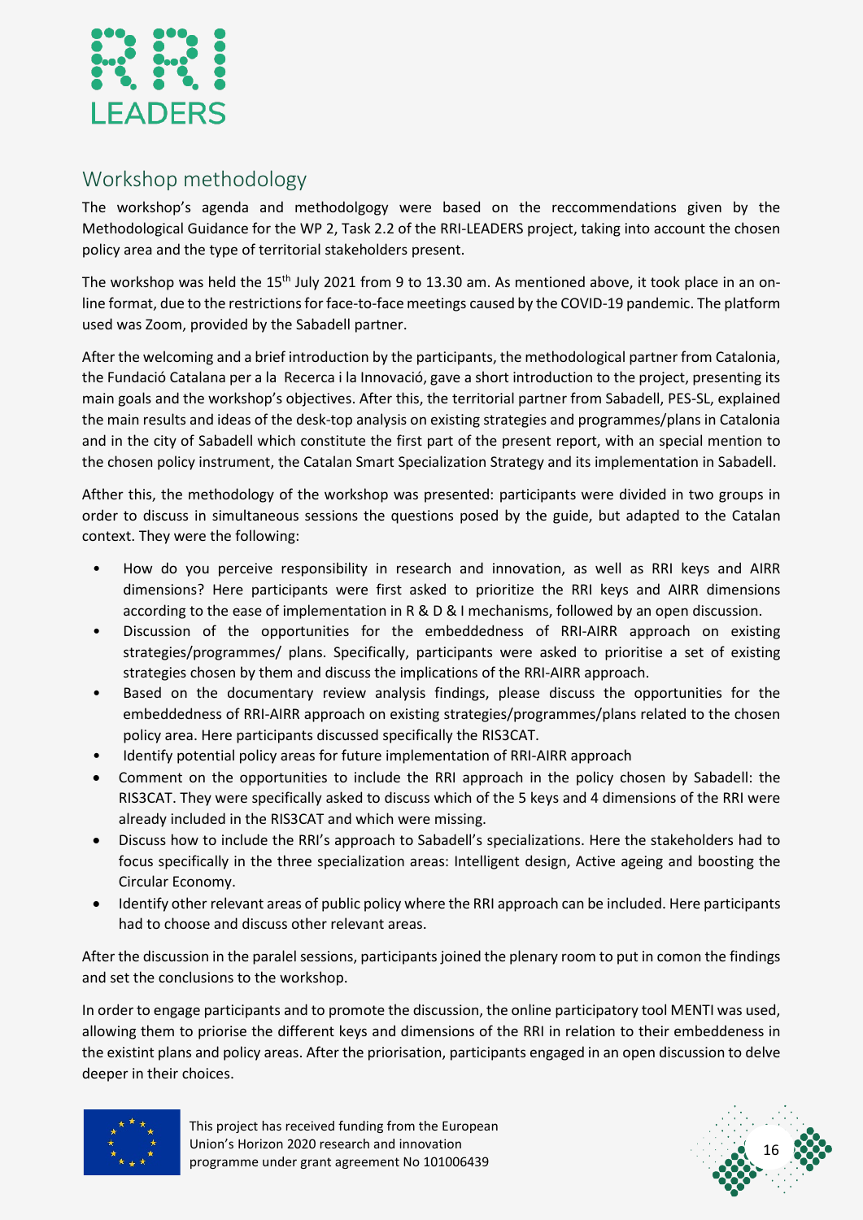## Workshop methodology

The workshop's agenda and methodolgogy were based on the reccommendations given by the Methodological Guidance for the WP 2, Task 2.2 of the RRI-LEADERS project, taking into account the chosen policy area and the type of territorial stakeholders present.

The workshop was held the 15th July 2021 from 9 to 13.30 am. As mentioned above, it took place in an on-line format, due to the restrictions for face-to-face meetings caused by the COVID-19 pandemic. The platform used was Zoom, provided by the Sabadell partner.

After the welcoming and a brief introduction by the participants, the methodological partner from Catalonia, the Fundació Catalana per a la Recerca i la Innovació, gave a short introduction to the project, presenting its main goals and the workshop's objectives. After this, the territorial partner from Sabadell, PES-SL, explained the main results and ideas of the desk-top analysis on existing strategies and programmes/plans in Catalonia and in the city of Sabadell which constitute the first part of the present report, with an special mention to the chosen policy instrument, the Catalan Smart Specialization Strategy and its implementation in Sabadell.

Afther this, the methodology of the workshop was presented: participants were divided in two groups in order to discuss in simultaneous sessions the questions posed by the guide, but adapted to the Catalan context. They were the following:

- How do you perceive responsibility in research and innovation, as well as RRI keys and AIRR dimensions? Here participants were first asked to prioritize the RRI keys and AIRR dimensions according to the ease of implementation in R & D & I mechanisms, followed by an open discussion.
- Discussion of the opportunities for the embeddedness of RRI-AIRR approach on existing strategies/programmes/ plans. Specifically, participants were asked to prioritise a set of existing strategies chosen by them and discuss the implications of the RRI-AIRR approach.
- Based on the documentary review analysis findings, please discuss the opportunities for the embeddedness of RRI-AIRR approach on existing strategies/programmes/plans related to the chosen policy area. Here participants discussed specifically the RIS3CAT.
- Identify potential policy areas for future implementation of RRI-AIRR approach
- Comment on the opportunities to include the RRI approach in the policy chosen by Sabadell: the RIS3CAT. They were specifically asked to discuss which of the 5 keys and 4 dimensions of the RRI were already included in the RIS3CAT and which were missing.
- Discuss how to include the RRI's approach to Sabadell's specializations. Here the stakeholders had to focus specifically in the three specialization areas: Intelligent design, Active ageing and boosting the Circular Economy.
- Identify other relevant areas of public policy where the RRI approach can be included. Here participants had to choose and discuss other relevant areas.

After the discussion in the paralel sessions, participants joined the plenary room to put in comon the findings and set the conclusions to the workshop.

In order to engage participants and to promote the discussion, the online participatory tool MENTI was used, allowing them to priorise the different keys and dimensions of the RRI in relation to their embeddeness in the existint plans and policy areas. After the priorisation, participants engaged in an open discussion to delve deeper in their choices.

This project has received funding from the European Union's Horizon 2020 research and innovation programme under grant agreement No 101006439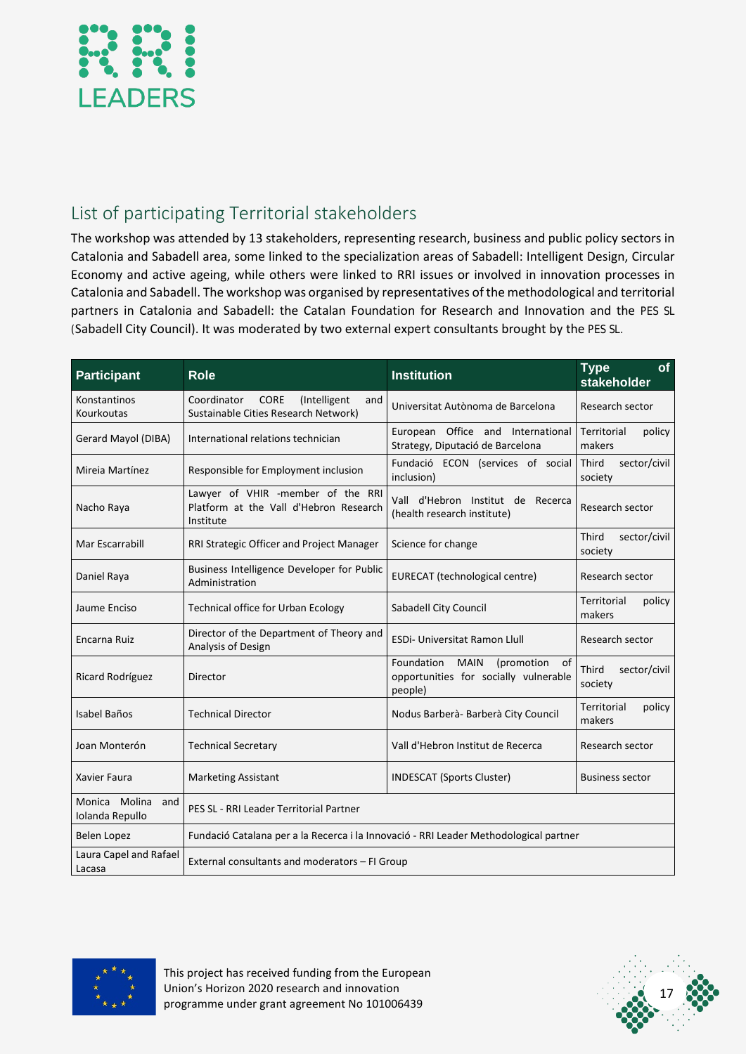## List of participating Territorial stakeholders

The workshop was attended by 13 stakeholders, representing research, business and public policy sectors in Catalonia and Sabadell area, some linked to the specialization areas of Sabadell: Intelligent Design, Circular Economy and active ageing, while others were linked to RRI issues or involved in innovation processes in Catalonia and Sabadell. The workshop was organised by representatives of the methodological and territorial partners in Catalonia and Sabadell: the Catalan Foundation for Research and Innovation and the PES SL (Sabadell City Council). It was moderated by two external expert consultants brought by the PES SL.

| Participant | Role | Institution | Type of stakeholder |
|---|---|---|---|
| Konstantinos Kourkoutas | Coordinator CORE (Intelligent and Sustainable Cities Research Network) | Universitat Autònoma de Barcelona | Research sector |
| Gerard Mayol (DIBA) | International relations technician | European Office and International Strategy, Diputació de Barcelona | Territorial policy makers |
| Mireia Martínez | Responsible for Employment inclusion | Fundació ECON (services of social inclusion) | Third sector/civil society |
| Nacho Raya | Lawyer of VHIR -member of the RRI Platform at the Vall d'Hebron Research Institute | Vall d'Hebron Institut de Recerca (health research institute) | Research sector |
| Mar Escarrabill | RRI Strategic Officer and Project Manager | Science for change | Third sector/civil society |
| Daniel Raya | Business Intelligence Developer for Public Administration | EURECAT (technological centre) | Research sector |
| Jaume Enciso | Technical office for Urban Ecology | Sabadell City Council | Territorial policy makers |
| Encarna Ruiz | Director of the Department of Theory and Analysis of Design | ESDi- Universitat Ramon Llull | Research sector |
| Ricard Rodríguez | Director | Foundation MAIN (promotion of opportunities for socially vulnerable people) | Third sector/civil society |
| Isabel Baños | Technical Director | Nodus Barberà- Barberà City Council | Territorial policy makers |
| Joan Monterón | Technical Secretary | Vall d'Hebron Institut de Recerca | Research sector |
| Xavier Faura | Marketing Assistant | INDESCAT (Sports Cluster) | Business sector |
| Monica Molina and Iolanda Repullo | PES SL - RRI Leader Territorial Partner | | |
| Belen Lopez | Fundació Catalana per a la Recerca i la Innovació - RRI Leader Methodological partner | | |
| Laura Capel and Rafael Lacasa | External consultants and moderators – FI Group | | |

This project has received funding from the European Union's Horizon 2020 research and innovation programme under grant agreement No 101006439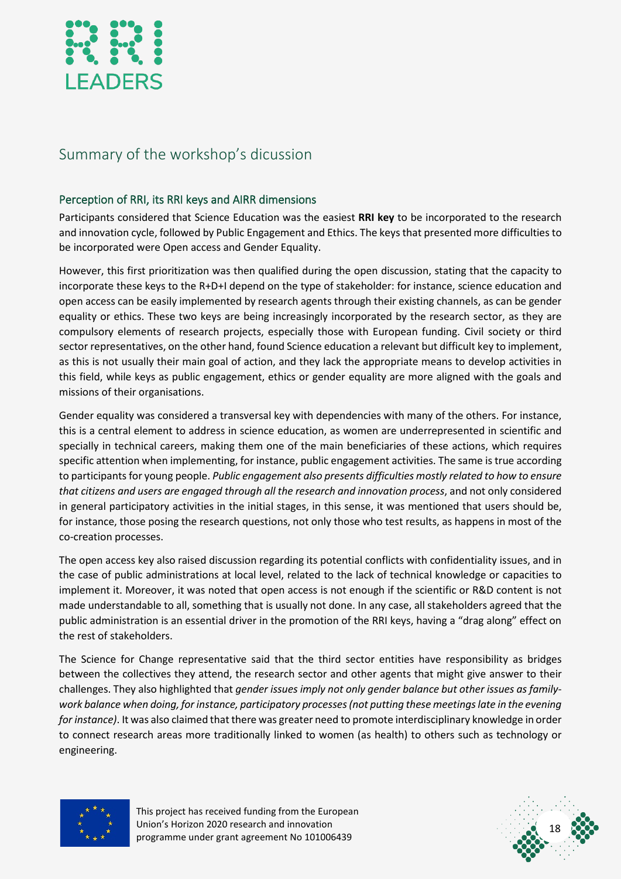## Summary of the workshop's dicussion

### Perception of RRI, its RRI keys and AIRR dimensions

Participants considered that Science Education was the easiest **RRI key** to be incorporated to the research and innovation cycle, followed by Public Engagement and Ethics. The keys that presented more difficulties to be incorporated were Open access and Gender Equality.

However, this first prioritization was then qualified during the open discussion, stating that the capacity to incorporate these keys to the R+D+I depend on the type of stakeholder: for instance, science education and open access can be easily implemented by research agents through their existing channels, as can be gender equality or ethics. These two keys are being increasingly incorporated by the research sector, as they are compulsory elements of research projects, especially those with European funding. Civil society or third sector representatives, on the other hand, found Science education a relevant but difficult key to implement, as this is not usually their main goal of action, and they lack the appropriate means to develop activities in this field, while keys as public engagement, ethics or gender equality are more aligned with the goals and missions of their organisations.

Gender equality was considered a transversal key with dependencies with many of the others. For instance, this is a central element to address in science education, as women are underrepresented in scientific and specially in technical careers, making them one of the main beneficiaries of these actions, which requires specific attention when implementing, for instance, public engagement activities. The same is true according to participants for young people. *Public engagement also presents difficulties mostly related to how to ensure that citizens and users are engaged through all the research and innovation process*, and not only considered in general participatory activities in the initial stages, in this sense, it was mentioned that users should be, for instance, those posing the research questions, not only those who test results, as happens in most of the co-creation processes.

The open access key also raised discussion regarding its potential conflicts with confidentiality issues, and in the case of public administrations at local level, related to the lack of technical knowledge or capacities to implement it. Moreover, it was noted that open access is not enough if the scientific or R&D content is not made understandable to all, something that is usually not done. In any case, all stakeholders agreed that the public administration is an essential driver in the promotion of the RRI keys, having a "drag along" effect on the rest of stakeholders.

The Science for Change representative said that the third sector entities have responsibility as bridges between the collectives they attend, the research sector and other agents that might give answer to their challenges. They also highlighted that *gender issues imply not only gender balance but other issues as family-work balance when doing, for instance, participatory processes (not putting these meetings late in the evening for instance)*. It was also claimed that there was greater need to promote interdisciplinary knowledge in order to connect research areas more traditionally linked to women (as health) to others such as technology or engineering.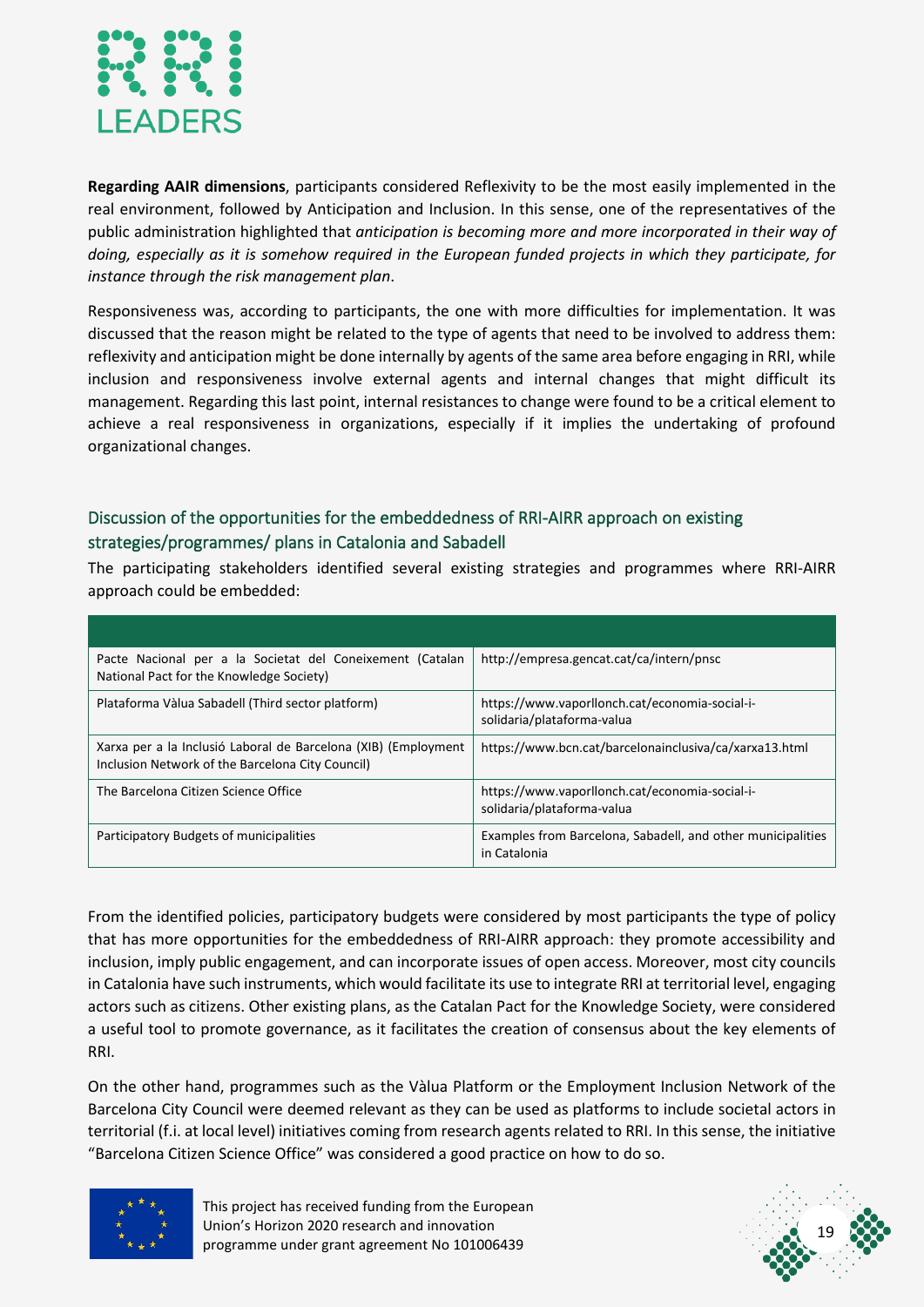**Regarding AAIR dimensions**, participants considered Reflexivity to be the most easily implemented in the real environment, followed by Anticipation and Inclusion. In this sense, one of the representatives of the public administration highlighted that *anticipation is becoming more and more incorporated in their way of doing, especially as it is somehow required in the European funded projects in which they participate, for instance through the risk management plan*.

Responsiveness was, according to participants, the one with more difficulties for implementation. It was discussed that the reason might be related to the type of agents that need to be involved to address them: reflexivity and anticipation might be done internally by agents of the same area before engaging in RRI, while inclusion and responsiveness involve external agents and internal changes that might difficult its management. Regarding this last point, internal resistances to change were found to be a critical element to achieve a real responsiveness in organizations, especially if it implies the undertaking of profound organizational changes.

## Discussion of the opportunities for the embeddedness of RRI-AIRR approach on existing strategies/programmes/ plans in Catalonia and Sabadell

The participating stakeholders identified several existing strategies and programmes where RRI-AIRR approach could be embedded:

| | |
|---|---|
| Pacte Nacional per a la Societat del Coneixement (Catalan National Pact for the Knowledge Society) | http://empresa.gencat.cat/ca/intern/pnsc |
| Plataforma Vàlua Sabadell (Third sector platform) | https://www.vaporllonch.cat/economia-social-i-solidaria/plataforma-valua |
| Xarxa per a la Inclusió Laboral de Barcelona (XIB) (Employment Inclusion Network of the Barcelona City Council) | https://www.bcn.cat/barcelonainclusiva/ca/xarxa13.html |
| The Barcelona Citizen Science Office | https://www.vaporllonch.cat/economia-social-i-solidaria/plataforma-valua |
| Participatory Budgets of municipalities | Examples from Barcelona, Sabadell, and other municipalities in Catalonia |

From the identified policies, participatory budgets were considered by most participants the type of policy that has more opportunities for the embeddedness of RRI-AIRR approach: they promote accessibility and inclusion, imply public engagement, and can incorporate issues of open access. Moreover, most city councils in Catalonia have such instruments, which would facilitate its use to integrate RRI at territorial level, engaging actors such as citizens. Other existing plans, as the Catalan Pact for the Knowledge Society, were considered a useful tool to promote governance, as it facilitates the creation of consensus about the key elements of RRI.

On the other hand, programmes such as the Vàlua Platform or the Employment Inclusion Network of the Barcelona City Council were deemed relevant as they can be used as platforms to include societal actors in territorial (f.i. at local level) initiatives coming from research agents related to RRI. In this sense, the initiative "Barcelona Citizen Science Office" was considered a good practice on how to do so.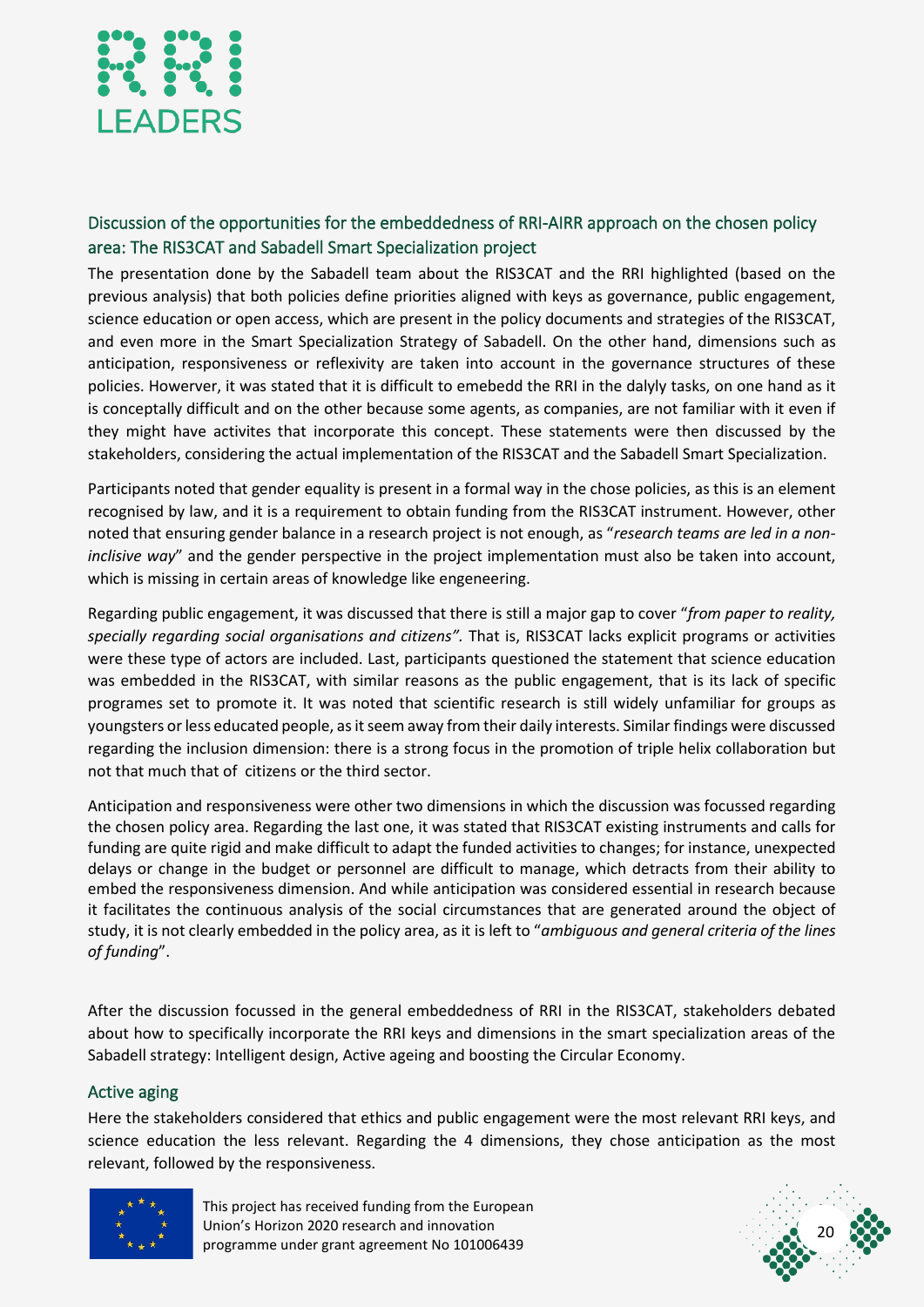## Discussion of the opportunities for the embeddedness of RRI-AIRR approach on the chosen policy area: The RIS3CAT and Sabadell Smart Specialization project

The presentation done by the Sabadell team about the RIS3CAT and the RRI highlighted (based on the previous analysis) that both policies define priorities aligned with keys as governance, public engagement, science education or open access, which are present in the policy documents and strategies of the RIS3CAT, and even more in the Smart Specialization Strategy of Sabadell. On the other hand, dimensions such as anticipation, responsiveness or reflexivity are taken into account in the governance structures of these policies. However, it was stated that it is difficult to emebedd the RRI in the dalyly tasks, on one hand as it is conceptally difficult and on the other because some agents, as companies, are not familiar with it even if they might have activites that incorporate this concept. These statements were then discussed by the stakeholders, considering the actual implementation of the RIS3CAT and the Sabadell Smart Specialization.

Participants noted that gender equality is present in a formal way in the chose policies, as this is an element recognised by law, and it is a requirement to obtain funding from the RIS3CAT instrument. However, other noted that ensuring gender balance in a research project is not enough, as "*research teams are led in a non-inclisive way*" and the gender perspective in the project implementation must also be taken into account, which is missing in certain areas of knowledge like engeneering.

Regarding public engagement, it was discussed that there is still a major gap to cover "*from paper to reality, specially regarding social organisations and citizens"*. That is, RIS3CAT lacks explicit programs or activities were these type of actors are included. Last, participants questioned the statement that science education was embedded in the RIS3CAT, with similar reasons as the public engagement, that is its lack of specific programes set to promote it. It was noted that scientific research is still widely unfamiliar for groups as youngsters or less educated people, as it seem away from their daily interests. Similar findings were discussed regarding the inclusion dimension: there is a strong focus in the promotion of triple helix collaboration but not that much that of citizens or the third sector.

Anticipation and responsiveness were other two dimensions in which the discussion was focussed regarding the chosen policy area. Regarding the last one, it was stated that RIS3CAT existing instruments and calls for funding are quite rigid and make difficult to adapt the funded activities to changes; for instance, unexpected delays or change in the budget or personnel are difficult to manage, which detracts from their ability to embed the responsiveness dimension. And while anticipation was considered essential in research because it facilitates the continuous analysis of the social circumstances that are generated around the object of study, it is not clearly embedded in the policy area, as it is left to "*ambiguous and general criteria of the lines of funding*".

After the discussion focussed in the general embeddedness of RRI in the RIS3CAT, stakeholders debated about how to specifically incorporate the RRI keys and dimensions in the smart specialization areas of the Sabadell strategy: Intelligent design, Active ageing and boosting the Circular Economy.

### Active aging

Here the stakeholders considered that ethics and public engagement were the most relevant RRI keys, and science education the less relevant. Regarding the 4 dimensions, they chose anticipation as the most relevant, followed by the responsiveness.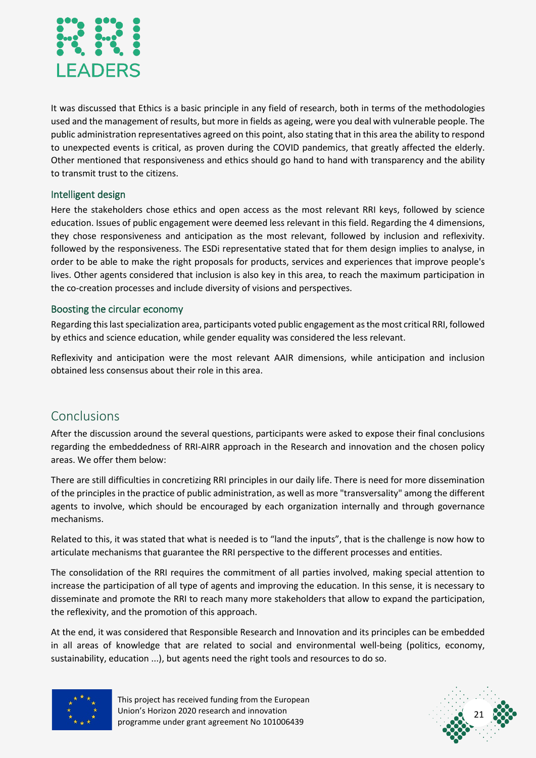It was discussed that Ethics is a basic principle in any field of research, both in terms of the methodologies used and the management of results, but more in fields as ageing, were you deal with vulnerable people. The public administration representatives agreed on this point, also stating that in this area the ability to respond to unexpected events is critical, as proven during the COVID pandemics, that greatly affected the elderly. Other mentioned that responsiveness and ethics should go hand to hand with transparency and the ability to transmit trust to the citizens.

### Intelligent design

Here the stakeholders chose ethics and open access as the most relevant RRI keys, followed by science education. Issues of public engagement were deemed less relevant in this field. Regarding the 4 dimensions, they chose responsiveness and anticipation as the most relevant, followed by inclusion and reflexivity. followed by the responsiveness. The ESDi representative stated that for them design implies to analyse, in order to be able to make the right proposals for products, services and experiences that improve people's lives. Other agents considered that inclusion is also key in this area, to reach the maximum participation in the co-creation processes and include diversity of visions and perspectives.

### Boosting the circular economy

Regarding this last specialization area, participants voted public engagement as the most critical RRI, followed by ethics and science education, while gender equality was considered the less relevant.

Reflexivity and anticipation were the most relevant AAIR dimensions, while anticipation and inclusion obtained less consensus about their role in this area.

## Conclusions

After the discussion around the several questions, participants were asked to expose their final conclusions regarding the embeddedness of RRI-AIRR approach in the Research and innovation and the chosen policy areas. We offer them below:

There are still difficulties in concretizing RRI principles in our daily life. There is need for more dissemination of the principles in the practice of public administration, as well as more "transversality" among the different agents to involve, which should be encouraged by each organization internally and through governance mechanisms.

Related to this, it was stated that what is needed is to “land the inputs”, that is the challenge is now how to articulate mechanisms that guarantee the RRI perspective to the different processes and entities.

The consolidation of the RRI requires the commitment of all parties involved, making special attention to increase the participation of all type of agents and improving the education. In this sense, it is necessary to disseminate and promote the RRI to reach many more stakeholders that allow to expand the participation, the reflexivity, and the promotion of this approach.

At the end, it was considered that Responsible Research and Innovation and its principles can be embedded in all areas of knowledge that are related to social and environmental well-being (politics, economy, sustainability, education ...), but agents need the right tools and resources to do so.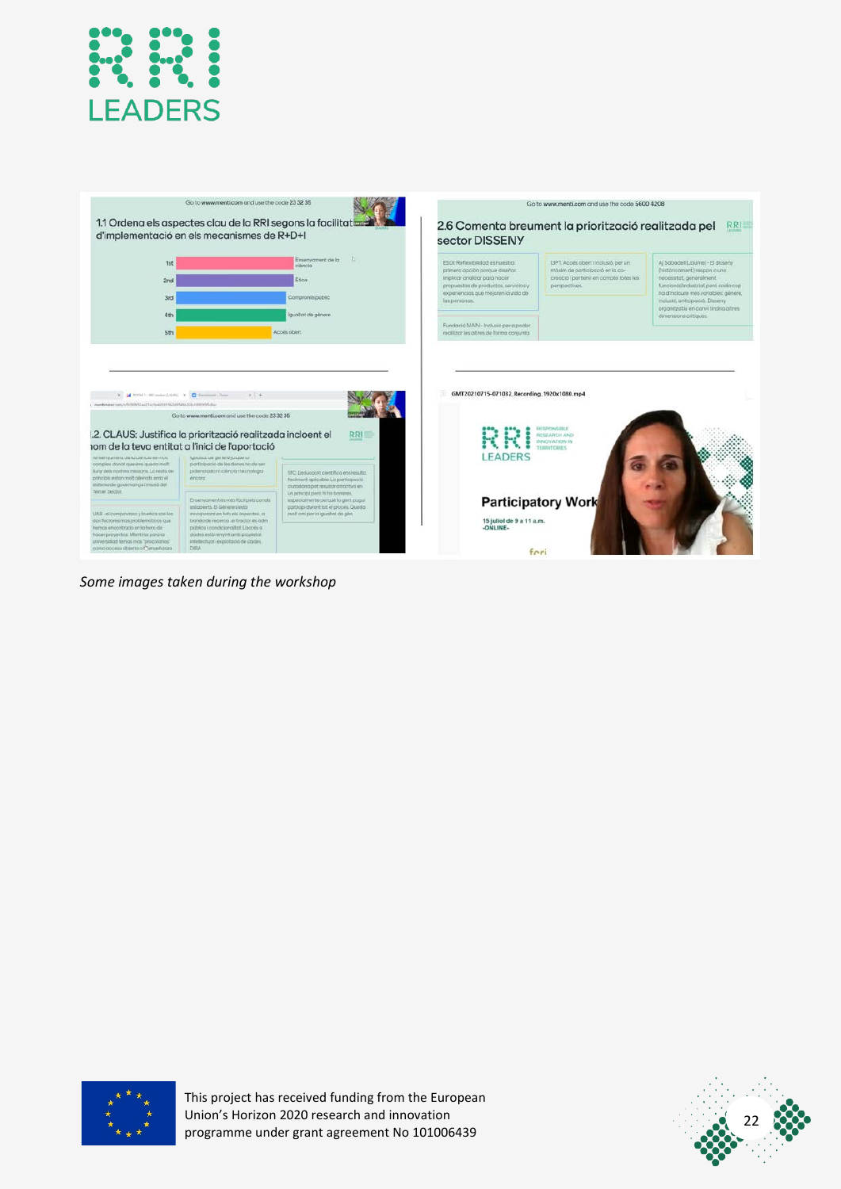*Some images taken during the workshop*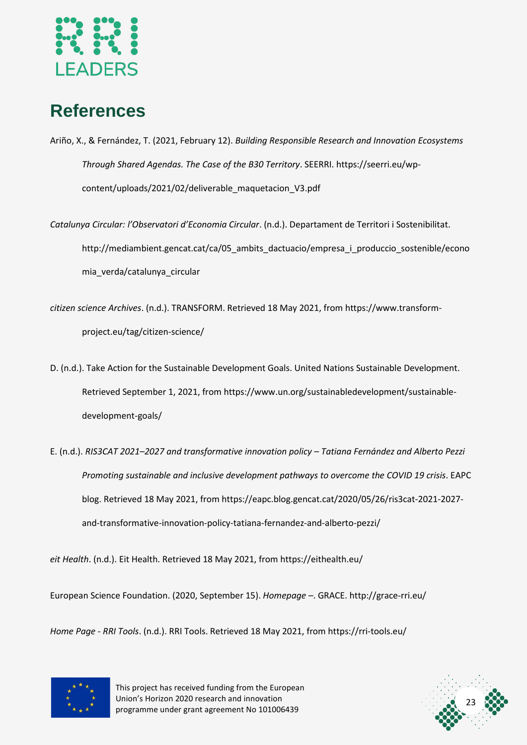# References

Ariño, X., & Fernández, T. (2021, February 12). *Building Responsible Research and Innovation Ecosystems Through Shared Agendas. The Case of the B30 Territory*. SEERRI. https://seerri.eu/wp-content/uploads/2021/02/deliverable_maquetacion_V3.pdf

*Catalunya Circular: l'Observatori d'Economia Circular*. (n.d.). Departament de Territori i Sostenibilitat. http://mediambient.gencat.cat/ca/05_ambits_dactuacio/empresa_i_produccio_sostenible/economia_verda/catalunya_circular

*citizen science Archives*. (n.d.). TRANSFORM. Retrieved 18 May 2021, from https://www.transform-project.eu/tag/citizen-science/

D. (n.d.). Take Action for the Sustainable Development Goals. United Nations Sustainable Development. Retrieved September 1, 2021, from https://www.un.org/sustainabledevelopment/sustainable-development-goals/

E. (n.d.). *RIS3CAT 2021–2027 and transformative innovation policy – Tatiana Fernández and Alberto Pezzi Promoting sustainable and inclusive development pathways to overcome the COVID 19 crisis*. EAPC blog. Retrieved 18 May 2021, from https://eapc.blog.gencat.cat/2020/05/26/ris3cat-2021-2027-and-transformative-innovation-policy-tatiana-fernandez-and-alberto-pezzi/

*eit Health*. (n.d.). Eit Health. Retrieved 18 May 2021, from https://eithealth.eu/

European Science Foundation. (2020, September 15). *Homepage* –. GRACE. http://grace-rri.eu/

*Home Page - RRI Tools*. (n.d.). RRI Tools. Retrieved 18 May 2021, from https://rri-tools.eu/

This project has received funding from the European Union's Horizon 2020 research and innovation programme under grant agreement No 101006439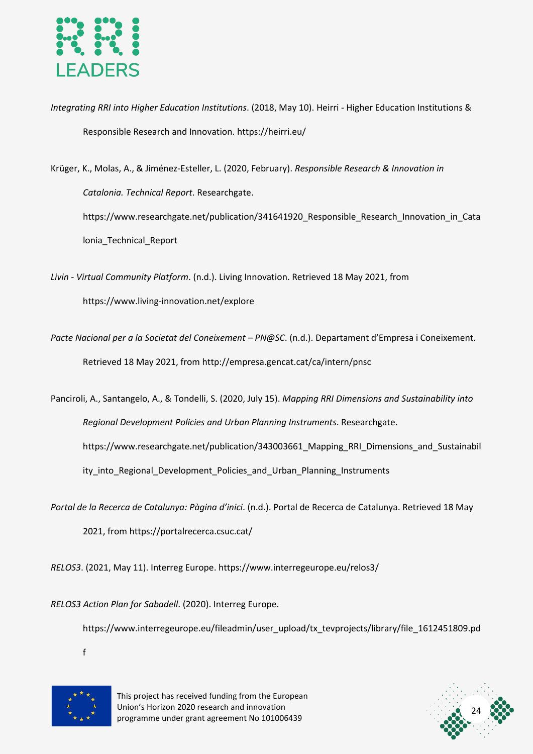*Integrating RRI into Higher Education Institutions*. (2018, May 10). Heirri - Higher Education Institutions & Responsible Research and Innovation. https://heirri.eu/

Krüger, K., Molas, A., & Jiménez-Esteller, L. (2020, February). *Responsible Research & Innovation in Catalonia. Technical Report*. Researchgate. https://www.researchgate.net/publication/341641920_Responsible_Research_Innovation_in_Catalonia_Technical_Report

*Livin - Virtual Community Platform*. (n.d.). Living Innovation. Retrieved 18 May 2021, from https://www.living-innovation.net/explore

*Pacte Nacional per a la Societat del Coneixement – PN@SC*. (n.d.). Departament d'Empresa i Coneixement. Retrieved 18 May 2021, from http://empresa.gencat.cat/ca/intern/pnsc

Panciroli, A., Santangelo, A., & Tondelli, S. (2020, July 15). *Mapping RRI Dimensions and Sustainability into Regional Development Policies and Urban Planning Instruments*. Researchgate. https://www.researchgate.net/publication/343003661_Mapping_RRI_Dimensions_and_Sustainability_into_Regional_Development_Policies_and_Urban_Planning_Instruments

*Portal de la Recerca de Catalunya: Pàgina d'inici*. (n.d.). Portal de Recerca de Catalunya. Retrieved 18 May 2021, from https://portalrecerca.csuc.cat/

*RELOS3*. (2021, May 11). Interreg Europe. https://www.interregeurope.eu/relos3/

*RELOS3 Action Plan for Sabadell*. (2020). Interreg Europe. https://www.interregeurope.eu/fileadmin/user_upload/tx_tevprojects/library/file_1612451809.pdf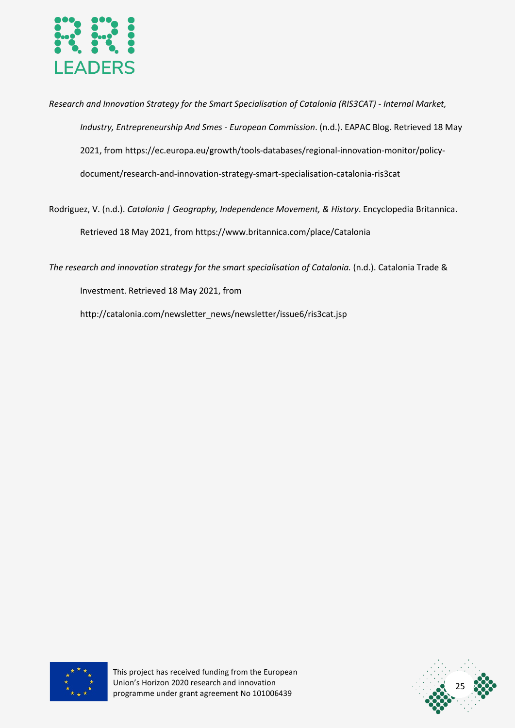*Research and Innovation Strategy for the Smart Specialisation of Catalonia (RIS3CAT) - Internal Market, Industry, Entrepreneurship And Smes - European Commission*. (n.d.). EAPAC Blog. Retrieved 18 May 2021, from https://ec.europa.eu/growth/tools-databases/regional-innovation-monitor/policy-document/research-and-innovation-strategy-smart-specialisation-catalonia-ris3cat

Rodriguez, V. (n.d.). *Catalonia | Geography, Independence Movement, & History*. Encyclopedia Britannica. Retrieved 18 May 2021, from https://www.britannica.com/place/Catalonia

*The research and innovation strategy for the smart specialisation of Catalonia.* (n.d.). Catalonia Trade & Investment. Retrieved 18 May 2021, from http://catalonia.com/newsletter_news/newsletter/issue6/ris3cat.jsp

This project has received funding from the European Union's Horizon 2020 research and innovation programme under grant agreement No 101006439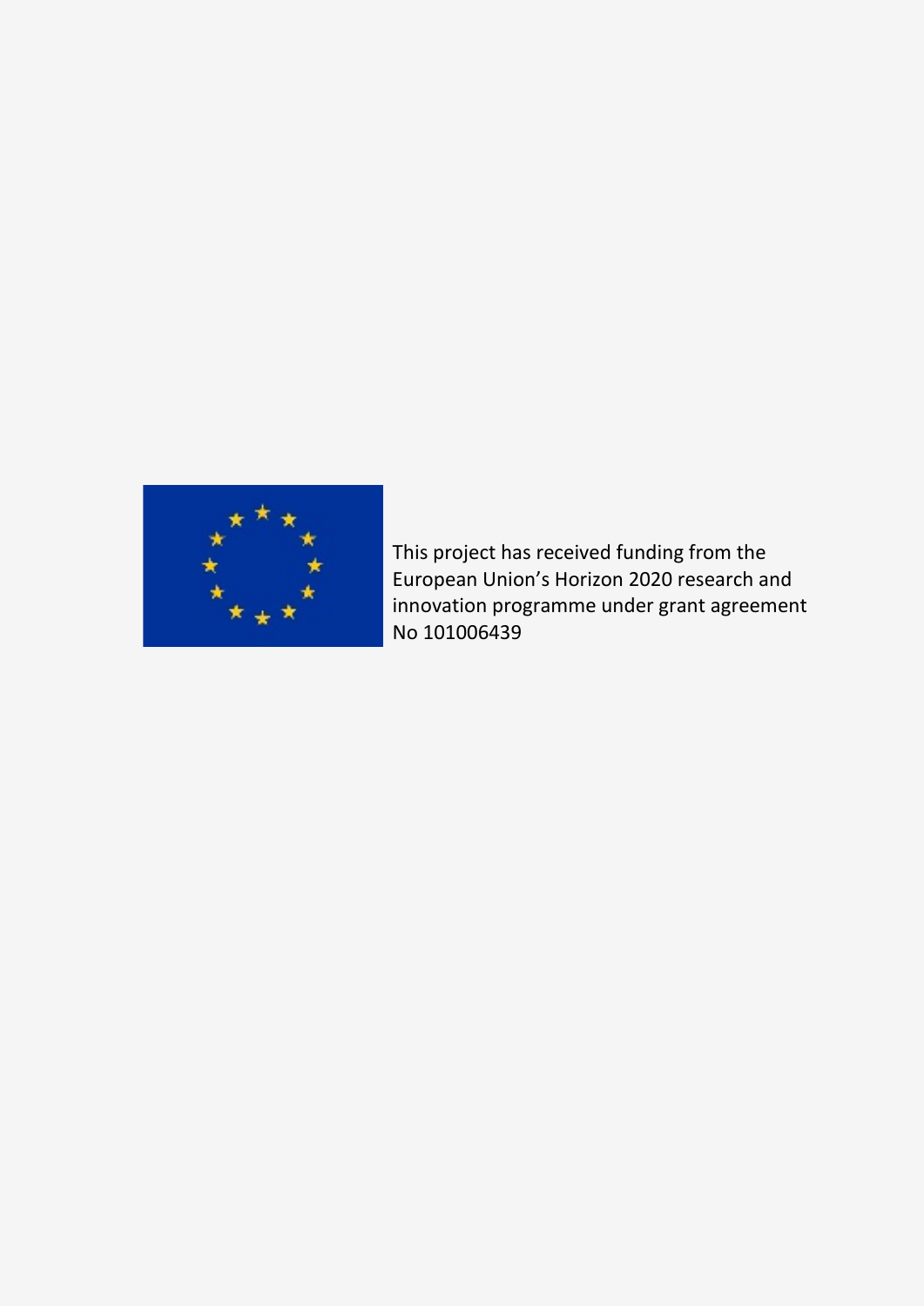This project has received funding from the European Union's Horizon 2020 research and innovation programme under grant agreement No 101006439